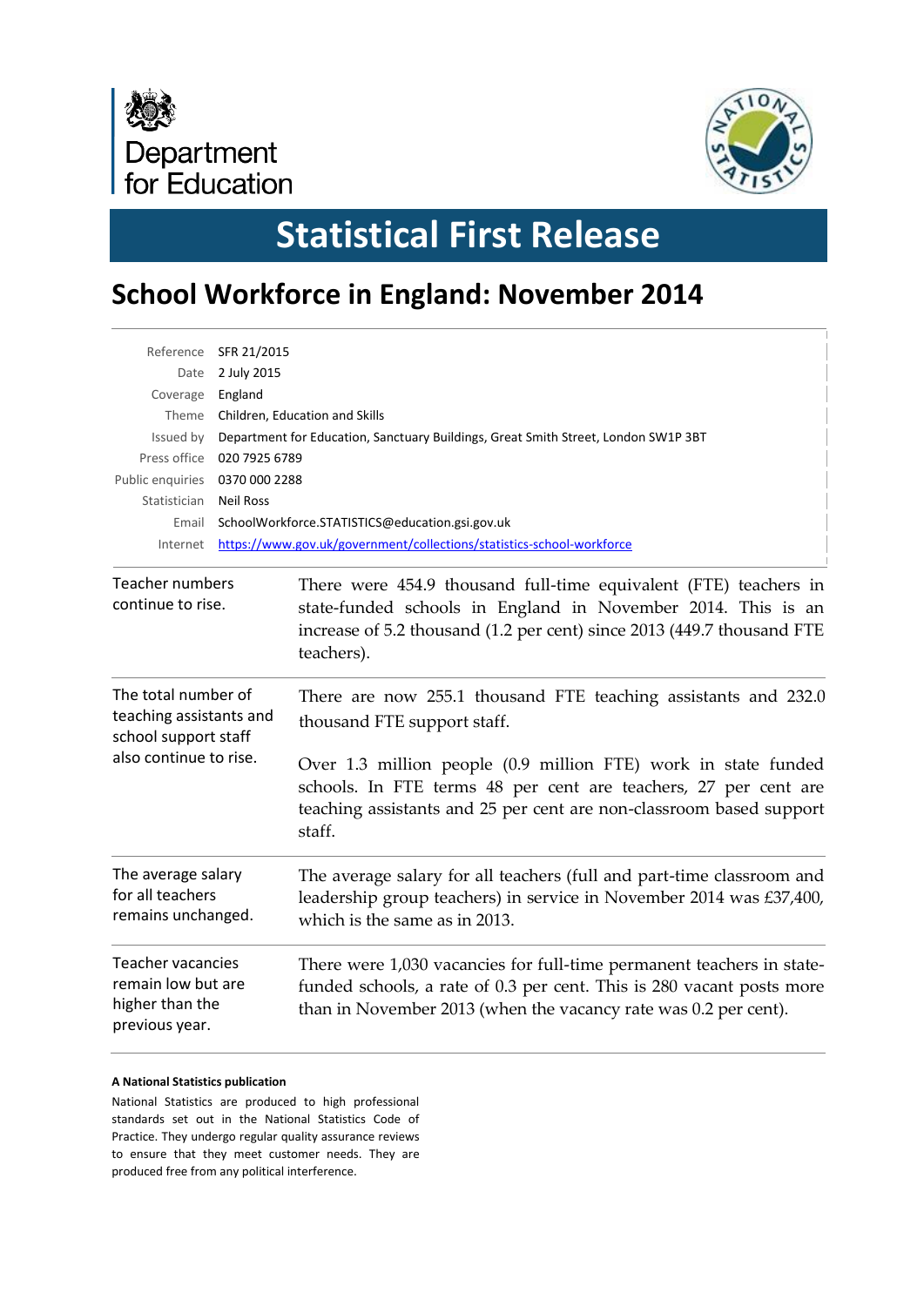Department for Education

# Statistical First Release

## School Workforce in England: November 2014

| | |
|---|---|
| Reference | SFR 21/2015 |
| Date | 2 July 2015 |
| Coverage | England |
| Theme | Children, Education and Skills |
| Issued by | Department for Education, Sanctuary Buildings, Great Smith Street, London SW1P 3BT |
| Press office | 020 7925 6789 |
| Public enquiries | 0370 000 2288 |
| Statistician | Neil Ross |
| Email | SchoolWorkforce.STATISTICS@education.gsi.gov.uk |
| Internet | https://www.gov.uk/government/collections/statistics-school-workforce |

**Teacher numbers continue to rise.**

There were 454.9 thousand full-time equivalent (FTE) teachers in state-funded schools in England in November 2014. This is an increase of 5.2 thousand (1.2 per cent) since 2013 (449.7 thousand FTE teachers).

**The total number of teaching assistants and school support staff also continue to rise.**

There are now 255.1 thousand FTE teaching assistants and 232.0 thousand FTE support staff.

Over 1.3 million people (0.9 million FTE) work in state funded schools. In FTE terms 48 per cent are teachers, 27 per cent are teaching assistants and 25 per cent are non-classroom based support staff.

**The average salary for all teachers remains unchanged.**

The average salary for all teachers (full and part-time classroom and leadership group teachers) in service in November 2014 was £37,400, which is the same as in 2013.

**Teacher vacancies remain low but are higher than the previous year.**

There were 1,030 vacancies for full-time permanent teachers in state-funded schools, a rate of 0.3 per cent. This is 280 vacant posts more than in November 2013 (when the vacancy rate was 0.2 per cent).

**A National Statistics publication**

National Statistics are produced to high professional standards set out in the National Statistics Code of Practice. They undergo regular quality assurance reviews to ensure that they meet customer needs. They are produced free from any political interference.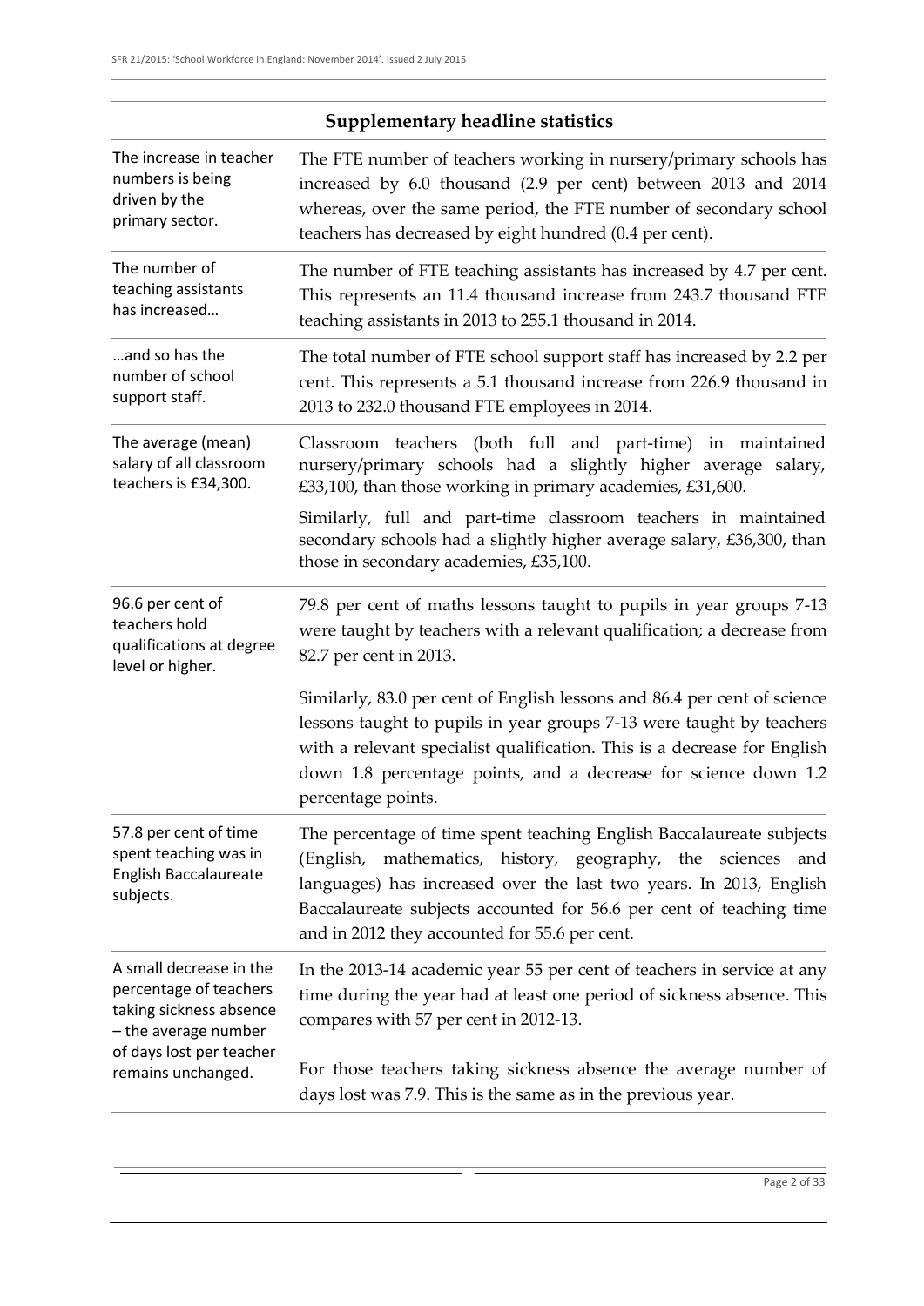## Supplementary headline statistics

| | |
|---|---|
| The increase in teacher numbers is being driven by the primary sector. | The FTE number of teachers working in nursery/primary schools has increased by 6.0 thousand (2.9 per cent) between 2013 and 2014 whereas, over the same period, the FTE number of secondary school teachers has decreased by eight hundred (0.4 per cent). |
| The number of teaching assistants has increased… | The number of FTE teaching assistants has increased by 4.7 per cent. This represents an 11.4 thousand increase from 243.7 thousand FTE teaching assistants in 2013 to 255.1 thousand in 2014. |
| …and so has the number of school support staff. | The total number of FTE school support staff has increased by 2.2 per cent. This represents a 5.1 thousand increase from 226.9 thousand in 2013 to 232.0 thousand FTE employees in 2014. |
| The average (mean) salary of all classroom teachers is £34,300. | Classroom teachers (both full and part-time) in maintained nursery/primary schools had a slightly higher average salary, £33,100, than those working in primary academies, £31,600.<br><br>Similarly, full and part-time classroom teachers in maintained secondary schools had a slightly higher average salary, £36,300, than those in secondary academies, £35,100. |
| 96.6 per cent of teachers hold qualifications at degree level or higher. | 79.8 per cent of maths lessons taught to pupils in year groups 7-13 were taught by teachers with a relevant qualification; a decrease from 82.7 per cent in 2013.<br><br>Similarly, 83.0 per cent of English lessons and 86.4 per cent of science lessons taught to pupils in year groups 7-13 were taught by teachers with a relevant specialist qualification. This is a decrease for English down 1.8 percentage points, and a decrease for science down 1.2 percentage points. |
| 57.8 per cent of time spent teaching was in English Baccalaureate subjects. | The percentage of time spent teaching English Baccalaureate subjects (English, mathematics, history, geography, the sciences and languages) has increased over the last two years. In 2013, English Baccalaureate subjects accounted for 56.6 per cent of teaching time and in 2012 they accounted for 55.6 per cent. |
| A small decrease in the percentage of teachers taking sickness absence – the average number of days lost per teacher remains unchanged. | In the 2013-14 academic year 55 per cent of teachers in service at any time during the year had at least one period of sickness absence. This compares with 57 per cent in 2012-13.<br><br>For those teachers taking sickness absence the average number of days lost was 7.9. This is the same as in the previous year. |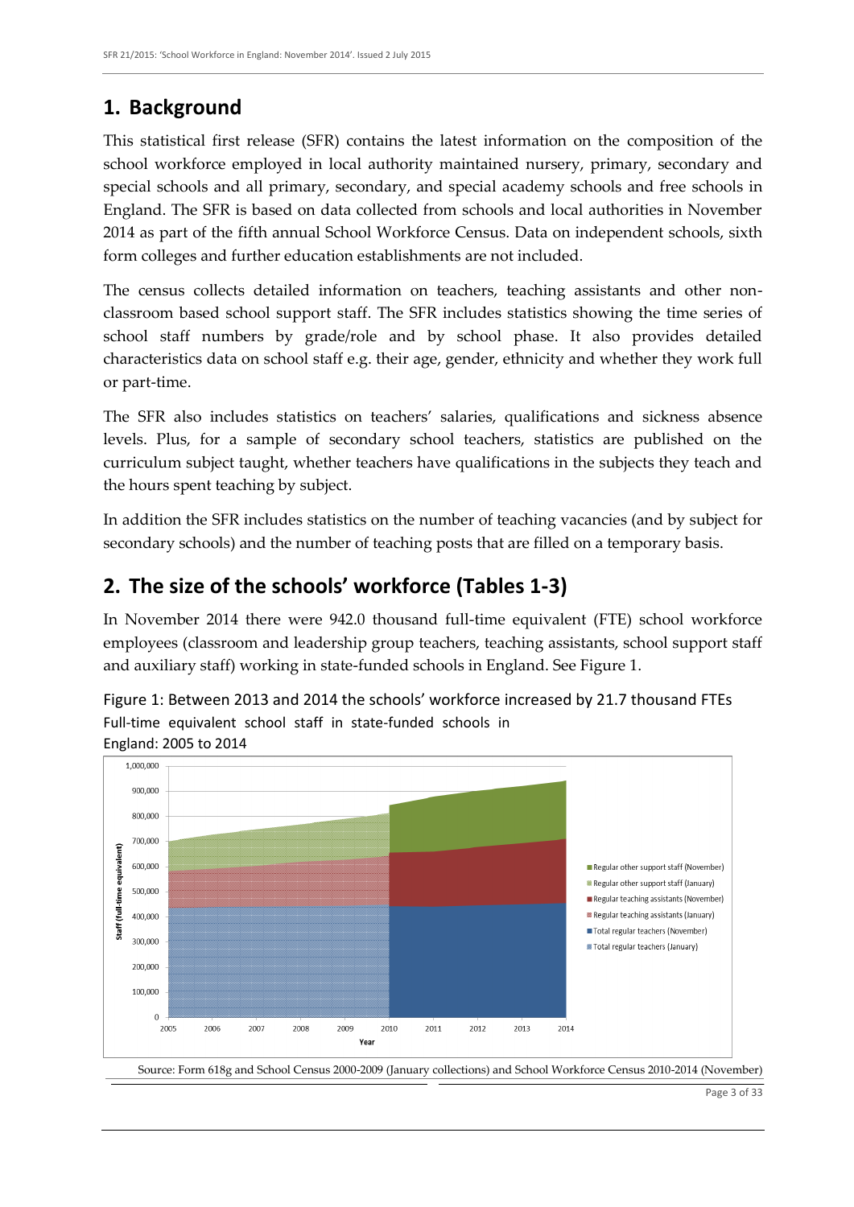## 1. Background

This statistical first release (SFR) contains the latest information on the composition of the school workforce employed in local authority maintained nursery, primary, secondary and special schools and all primary, secondary, and special academy schools and free schools in England. The SFR is based on data collected from schools and local authorities in November 2014 as part of the fifth annual School Workforce Census. Data on independent schools, sixth form colleges and further education establishments are not included.

The census collects detailed information on teachers, teaching assistants and other non-classroom based school support staff. The SFR includes statistics showing the time series of school staff numbers by grade/role and by school phase. It also provides detailed characteristics data on school staff e.g. their age, gender, ethnicity and whether they work full or part-time.

The SFR also includes statistics on teachers' salaries, qualifications and sickness absence levels. Plus, for a sample of secondary school teachers, statistics are published on the curriculum subject taught, whether teachers have qualifications in the subjects they teach and the hours spent teaching by subject.

In addition the SFR includes statistics on the number of teaching vacancies (and by subject for secondary schools) and the number of teaching posts that are filled on a temporary basis.

## 2. The size of the schools' workforce (Tables 1-3)

In November 2014 there were 942.0 thousand full-time equivalent (FTE) school workforce employees (classroom and leadership group teachers, teaching assistants, school support staff and auxiliary staff) working in state-funded schools in England. See Figure 1.

Figure 1: Between 2013 and 2014 the schools' workforce increased by 21.7 thousand FTEs
Full-time equivalent school staff in state-funded schools in England: 2005 to 2014

Source: Form 618g and School Census 2000-2009 (January collections) and School Workforce Census 2010-2014 (November)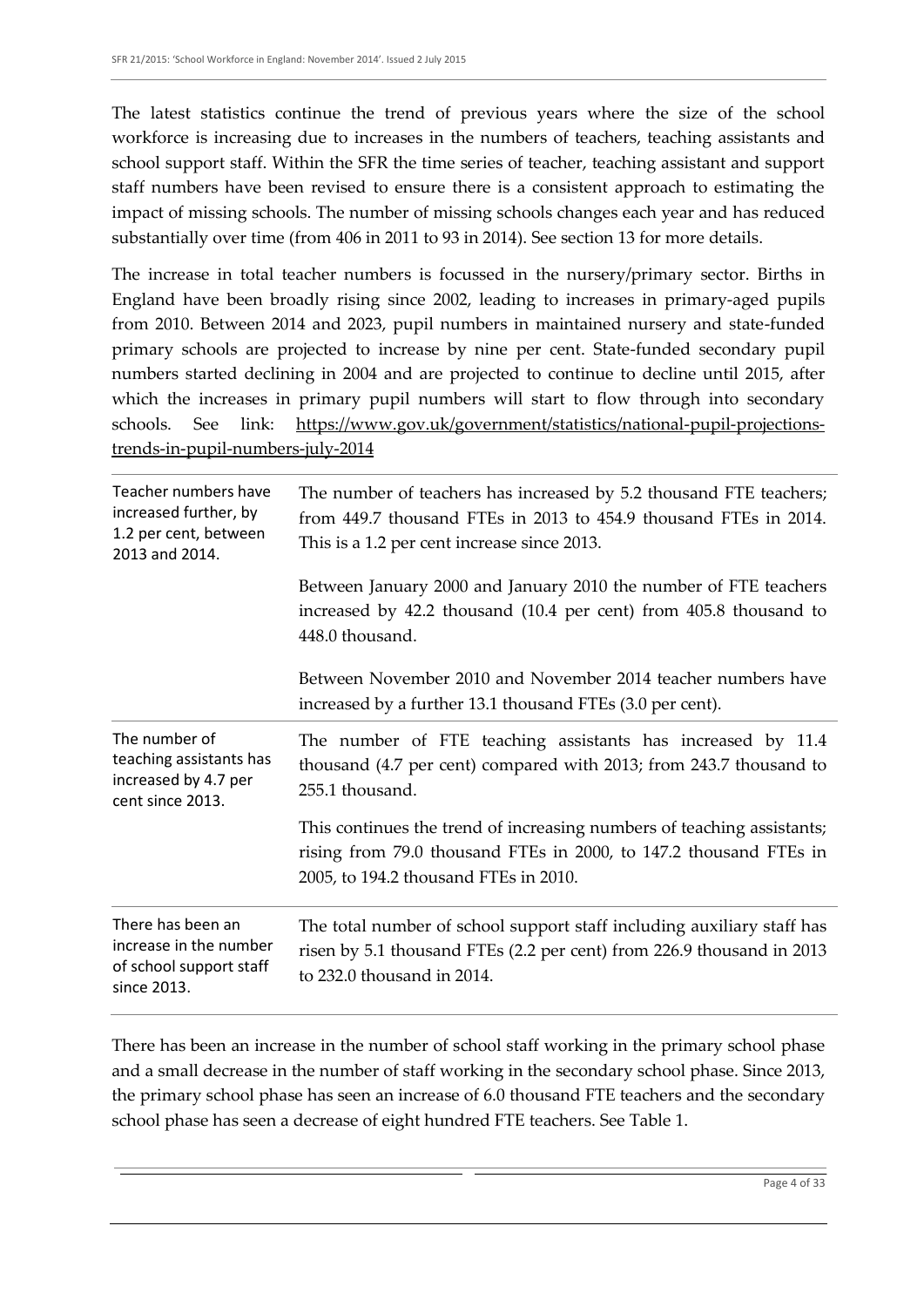The latest statistics continue the trend of previous years where the size of the school workforce is increasing due to increases in the numbers of teachers, teaching assistants and school support staff. Within the SFR the time series of teacher, teaching assistant and support staff numbers have been revised to ensure there is a consistent approach to estimating the impact of missing schools. The number of missing schools changes each year and has reduced substantially over time (from 406 in 2011 to 93 in 2014). See section 13 for more details.

The increase in total teacher numbers is focussed in the nursery/primary sector. Births in England have been broadly rising since 2002, leading to increases in primary-aged pupils from 2010. Between 2014 and 2023, pupil numbers in maintained nursery and state-funded primary schools are projected to increase by nine per cent. State-funded secondary pupil numbers started declining in 2004 and are projected to continue to decline until 2015, after which the increases in primary pupil numbers will start to flow through into secondary schools. See link: https://www.gov.uk/government/statistics/national-pupil-projections-trends-in-pupil-numbers-july-2014

| | |
|---|---|
| Teacher numbers have increased further, by 1.2 per cent, between 2013 and 2014. | The number of teachers has increased by 5.2 thousand FTE teachers; from 449.7 thousand FTEs in 2013 to 454.9 thousand FTEs in 2014. This is a 1.2 per cent increase since 2013.<br><br>Between January 2000 and January 2010 the number of FTE teachers increased by 42.2 thousand (10.4 per cent) from 405.8 thousand to 448.0 thousand.<br><br>Between November 2010 and November 2014 teacher numbers have increased by a further 13.1 thousand FTEs (3.0 per cent). |
| The number of teaching assistants has increased by 4.7 per cent since 2013. | The number of FTE teaching assistants has increased by 11.4 thousand (4.7 per cent) compared with 2013; from 243.7 thousand to 255.1 thousand.<br><br>This continues the trend of increasing numbers of teaching assistants; rising from 79.0 thousand FTEs in 2000, to 147.2 thousand FTEs in 2005, to 194.2 thousand FTEs in 2010. |
| There has been an increase in the number of school support staff since 2013. | The total number of school support staff including auxiliary staff has risen by 5.1 thousand FTEs (2.2 per cent) from 226.9 thousand in 2013 to 232.0 thousand in 2014. |

There has been an increase in the number of school staff working in the primary school phase and a small decrease in the number of staff working in the secondary school phase. Since 2013, the primary school phase has seen an increase of 6.0 thousand FTE teachers and the secondary school phase has seen a decrease of eight hundred FTE teachers. See Table 1.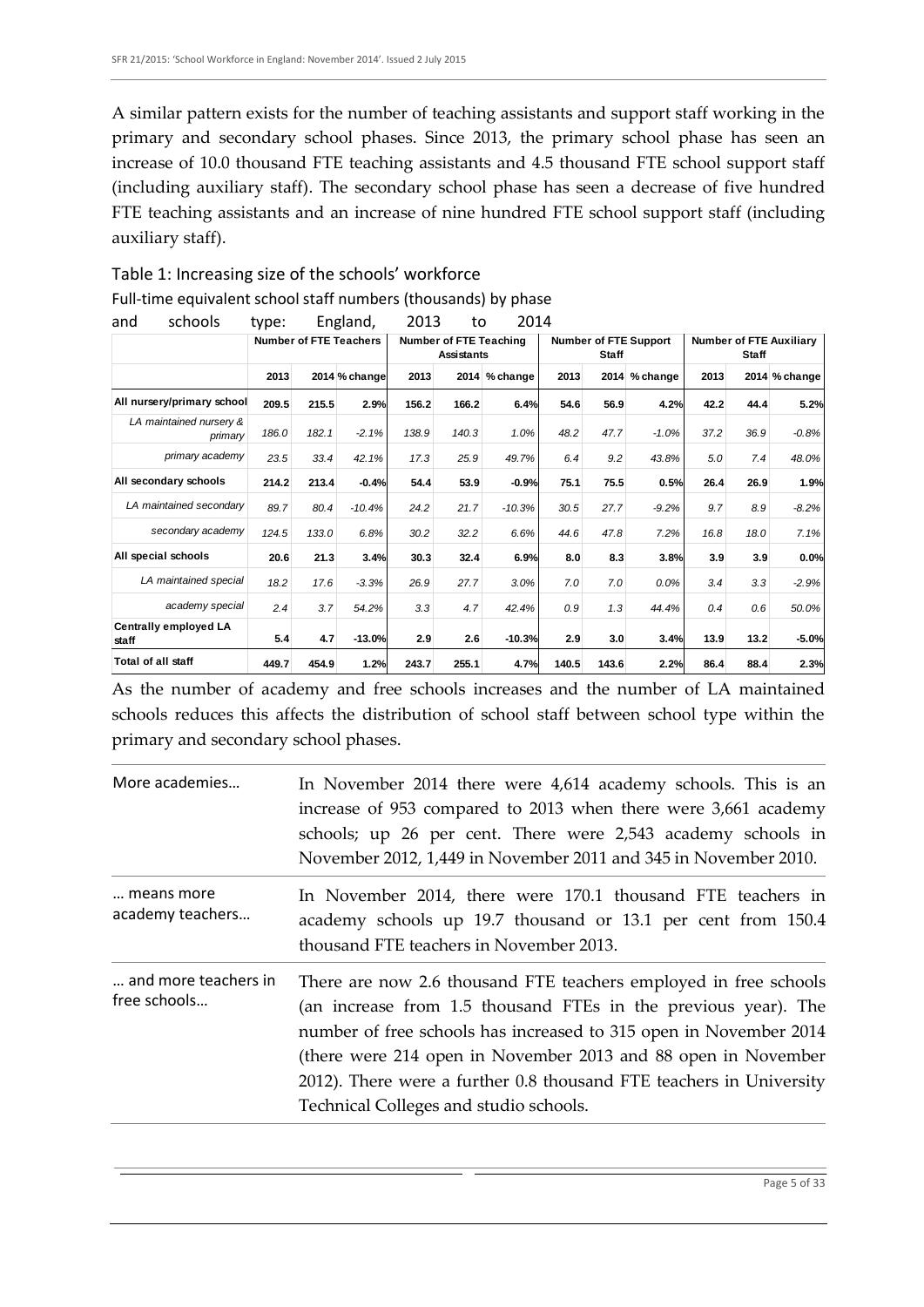A similar pattern exists for the number of teaching assistants and support staff working in the primary and secondary school phases. Since 2013, the primary school phase has seen an increase of 10.0 thousand FTE teaching assistants and 4.5 thousand FTE school support staff (including auxiliary staff). The secondary school phase has seen a decrease of five hundred FTE teaching assistants and an increase of nine hundred FTE school support staff (including auxiliary staff).

Table 1: Increasing size of the schools' workforce

Full-time equivalent school staff numbers (thousands) by phase and schools type: England, 2013 to 2014

| | Number of FTE Teachers | | | Number of FTE Teaching Assistants | | | Number of FTE Support Staff | | | Number of FTE Auxiliary Staff | | |
|---|---|---|---|---|---|---|---|---|---|---|---|---|
| | 2013 | 2014 | % change | 2013 | 2014 | % change | 2013 | 2014 | % change | 2013 | 2014 | % change |
| **All nursery/primary school** | **209.5** | **215.5** | **2.9%** | **156.2** | **166.2** | **6.4%** | **54.6** | **56.9** | **4.2%** | **42.2** | **44.4** | **5.2%** |
| *LA maintained nursery & primary* | *186.0* | *182.1* | *-2.1%* | *138.9* | *140.3* | *1.0%* | *48.2* | *47.7* | *-1.0%* | *37.2* | *36.9* | *-0.8%* |
| *primary academy* | *23.5* | *33.4* | *42.1%* | *17.3* | *25.9* | *49.7%* | *6.4* | *9.2* | *43.8%* | *5.0* | *7.4* | *48.0%* |
| **All secondary schools** | **214.2** | **213.4** | **-0.4%** | **54.4** | **53.9** | **-0.9%** | **75.1** | **75.5** | **0.5%** | **26.4** | **26.9** | **1.9%** |
| *LA maintained secondary* | *89.7* | *80.4* | *-10.4%* | *24.2* | *21.7* | *-10.3%* | *30.5* | *27.7* | *-9.2%* | *9.7* | *8.9* | *-8.2%* |
| *secondary academy* | *124.5* | *133.0* | *6.8%* | *30.2* | *32.2* | *6.6%* | *44.6* | *47.8* | *7.2%* | *16.8* | *18.0* | *7.1%* |
| **All special schools** | **20.6** | **21.3** | **3.4%** | **30.3** | **32.4** | **6.9%** | **8.0** | **8.3** | **3.8%** | **3.9** | **3.9** | **0.0%** |
| *LA maintained special* | *18.2* | *17.6* | *-3.3%* | *26.9* | *27.7* | *3.0%* | *7.0* | *7.0* | *0.0%* | *3.4* | *3.3* | *-2.9%* |
| *academy special* | *2.4* | *3.7* | *54.2%* | *3.3* | *4.7* | *42.4%* | *0.9* | *1.3* | *44.4%* | *0.4* | *0.6* | *50.0%* |
| **Centrally employed LA staff** | **5.4** | **4.7** | **-13.0%** | **2.9** | **2.6** | **-10.3%** | **2.9** | **3.0** | **3.4%** | **13.9** | **13.2** | **-5.0%** |
| **Total of all staff** | **449.7** | **454.9** | **1.2%** | **243.7** | **255.1** | **4.7%** | **140.5** | **143.6** | **2.2%** | **86.4** | **88.4** | **2.3%** |

As the number of academy and free schools increases and the number of LA maintained schools reduces this affects the distribution of school staff between school type within the primary and secondary school phases.

| | |
|---|---|
| More academies… | In November 2014 there were 4,614 academy schools. This is an increase of 953 compared to 2013 when there were 3,661 academy schools; up 26 per cent. There were 2,543 academy schools in November 2012, 1,449 in November 2011 and 345 in November 2010. |
| … means more academy teachers… | In November 2014, there were 170.1 thousand FTE teachers in academy schools up 19.7 thousand or 13.1 per cent from 150.4 thousand FTE teachers in November 2013. |
| … and more teachers in free schools… | There are now 2.6 thousand FTE teachers employed in free schools (an increase from 1.5 thousand FTEs in the previous year). The number of free schools has increased to 315 open in November 2014 (there were 214 open in November 2013 and 88 open in November 2012). There were a further 0.8 thousand FTE teachers in University Technical Colleges and studio schools. |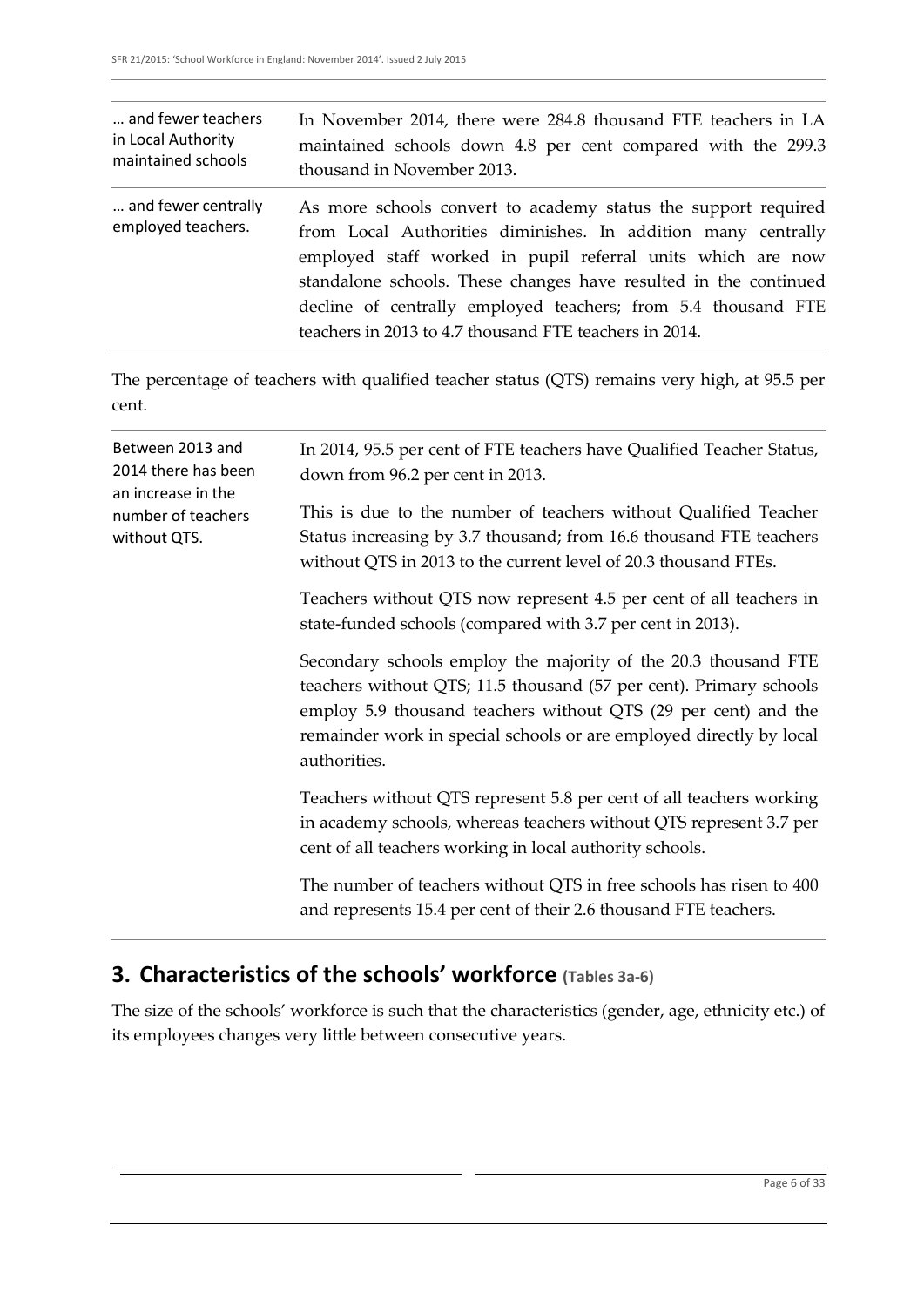| | |
|---|---|
| … and fewer teachers in Local Authority maintained schools | In November 2014, there were 284.8 thousand FTE teachers in LA maintained schools down 4.8 per cent compared with the 299.3 thousand in November 2013. |
| … and fewer centrally employed teachers. | As more schools convert to academy status the support required from Local Authorities diminishes. In addition many centrally employed staff worked in pupil referral units which are now standalone schools. These changes have resulted in the continued decline of centrally employed teachers; from 5.4 thousand FTE teachers in 2013 to 4.7 thousand FTE teachers in 2014. |

The percentage of teachers with qualified teacher status (QTS) remains very high, at 95.5 per cent.

| | |
|---|---|
| Between 2013 and 2014 there has been an increase in the number of teachers without QTS. | In 2014, 95.5 per cent of FTE teachers have Qualified Teacher Status, down from 96.2 per cent in 2013.<br><br>This is due to the number of teachers without Qualified Teacher Status increasing by 3.7 thousand; from 16.6 thousand FTE teachers without QTS in 2013 to the current level of 20.3 thousand FTEs.<br><br>Teachers without QTS now represent 4.5 per cent of all teachers in state-funded schools (compared with 3.7 per cent in 2013).<br><br>Secondary schools employ the majority of the 20.3 thousand FTE teachers without QTS; 11.5 thousand (57 per cent). Primary schools employ 5.9 thousand teachers without QTS (29 per cent) and the remainder work in special schools or are employed directly by local authorities.<br><br>Teachers without QTS represent 5.8 per cent of all teachers working in academy schools, whereas teachers without QTS represent 3.7 per cent of all teachers working in local authority schools.<br><br>The number of teachers without QTS in free schools has risen to 400 and represents 15.4 per cent of their 2.6 thousand FTE teachers. |

## 3. Characteristics of the schools' workforce (Tables 3a-6)

The size of the schools' workforce is such that the characteristics (gender, age, ethnicity etc.) of its employees changes very little between consecutive years.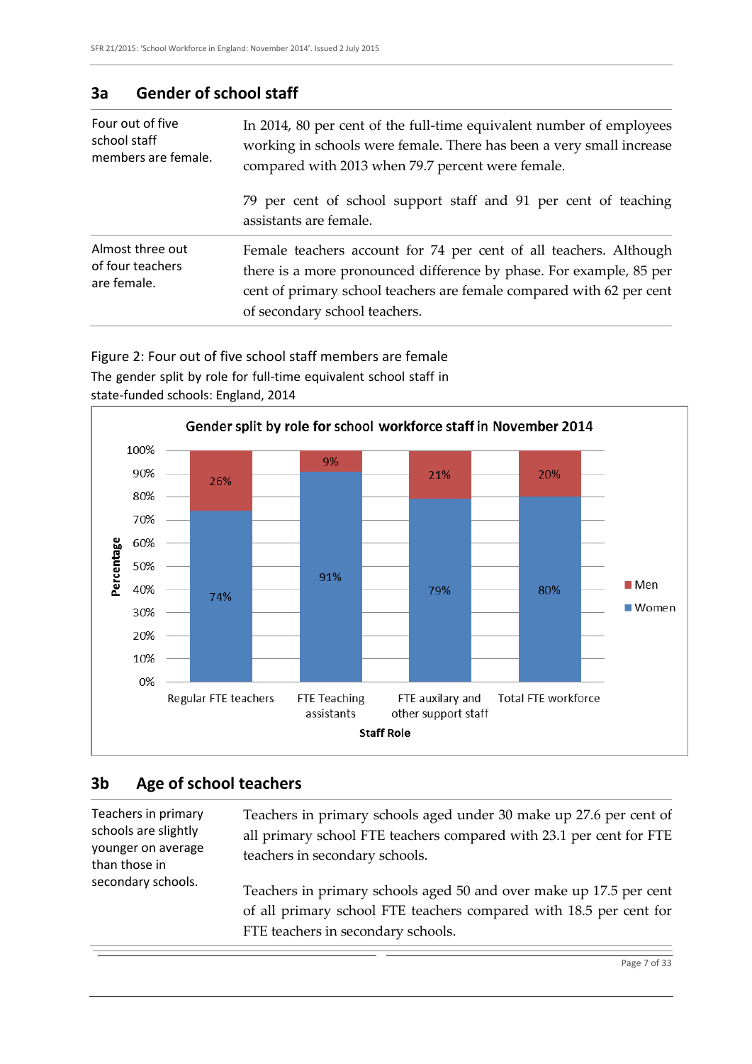## 3a Gender of school staff

| | |
|---|---|
| Four out of five school staff members are female. | In 2014, 80 per cent of the full-time equivalent number of employees working in schools were female. There has been a very small increase compared with 2013 when 79.7 percent were female.<br><br>79 per cent of school support staff and 91 per cent of teaching assistants are female. |
| Almost three out of four teachers are female. | Female teachers account for 74 per cent of all teachers. Although there is a more pronounced difference by phase. For example, 85 per cent of primary school teachers are female compared with 62 per cent of secondary school teachers. |

Figure 2: Four out of five school staff members are female

The gender split by role for full-time equivalent school staff in state-funded schools: England, 2014

**Gender split by role for school workforce staff in November 2014**

| Staff Role | Women | Men |
|---|---|---|
| Regular FTE teachers | 74% | 26% |
| FTE Teaching assistants | 91% | 9% |
| FTE auxilary and other support staff | 79% | 21% |
| Total FTE workforce | 80% | 20% |

## 3b Age of school teachers

| | |
|---|---|
| Teachers in primary schools are slightly younger on average than those in secondary schools. | Teachers in primary schools aged under 30 make up 27.6 per cent of all primary school FTE teachers compared with 23.1 per cent for FTE teachers in secondary schools.<br><br>Teachers in primary schools aged 50 and over make up 17.5 per cent of all primary school FTE teachers compared with 18.5 per cent for FTE teachers in secondary schools. |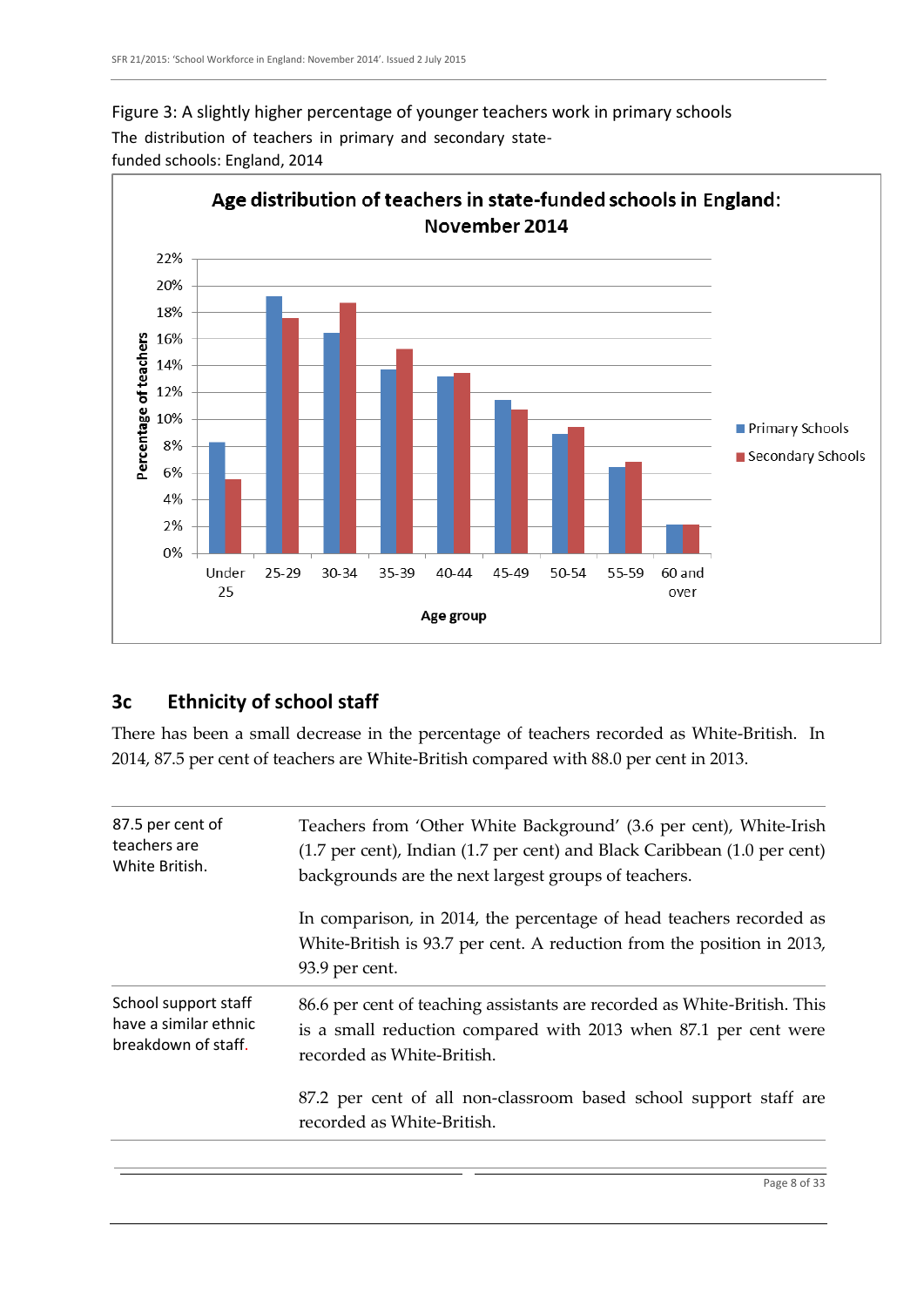Figure 3: A slightly higher percentage of younger teachers work in primary schools

The distribution of teachers in primary and secondary state-funded schools: England, 2014

## 3c Ethnicity of school staff

There has been a small decrease in the percentage of teachers recorded as White-British. In 2014, 87.5 per cent of teachers are White-British compared with 88.0 per cent in 2013.

| | |
|---|---|
| 87.5 per cent of teachers are White British. | Teachers from 'Other White Background' (3.6 per cent), White-Irish (1.7 per cent), Indian (1.7 per cent) and Black Caribbean (1.0 per cent) backgrounds are the next largest groups of teachers.<br><br>In comparison, in 2014, the percentage of head teachers recorded as White-British is 93.7 per cent. A reduction from the position in 2013, 93.9 per cent. |
| School support staff have a similar ethnic breakdown of staff. | 86.6 per cent of teaching assistants are recorded as White-British. This is a small reduction compared with 2013 when 87.1 per cent were recorded as White-British.<br><br>87.2 per cent of all non-classroom based school support staff are recorded as White-British. |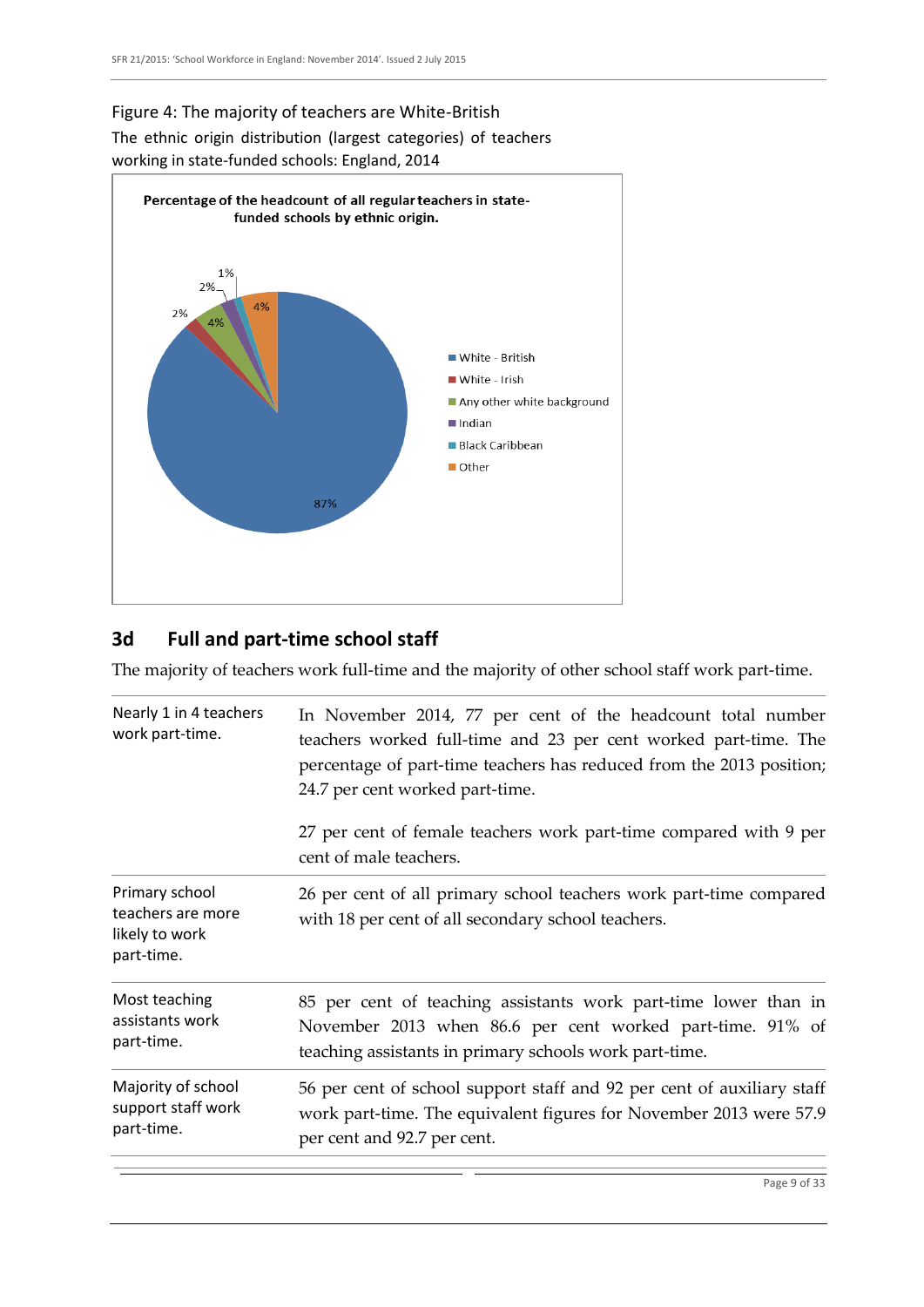Figure 4: The majority of teachers are White-British

The ethnic origin distribution (largest categories) of teachers working in state-funded schools: England, 2014

**Percentage of the headcount of all regular teachers in state-funded schools by ethnic origin.**

| Ethnic origin | Percentage |
|---|---|
| White - British | 87% |
| White - Irish | 2% |
| Any other white background | 4% |
| Indian | 2% |
| Black Caribbean | 1% |
| Other | 4% |

## 3d Full and part-time school staff

The majority of teachers work full-time and the majority of other school staff work part-time.

| | |
|---|---|
| Nearly 1 in 4 teachers work part-time. | In November 2014, 77 per cent of the headcount total number teachers worked full-time and 23 per cent worked part-time. The percentage of part-time teachers has reduced from the 2013 position; 24.7 per cent worked part-time.<br><br>27 per cent of female teachers work part-time compared with 9 per cent of male teachers. |
| Primary school teachers are more likely to work part-time. | 26 per cent of all primary school teachers work part-time compared with 18 per cent of all secondary school teachers. |
| Most teaching assistants work part-time. | 85 per cent of teaching assistants work part-time lower than in November 2013 when 86.6 per cent worked part-time. 91% of teaching assistants in primary schools work part-time. |
| Majority of school support staff work part-time. | 56 per cent of school support staff and 92 per cent of auxiliary staff work part-time. The equivalent figures for November 2013 were 57.9 per cent and 92.7 per cent. |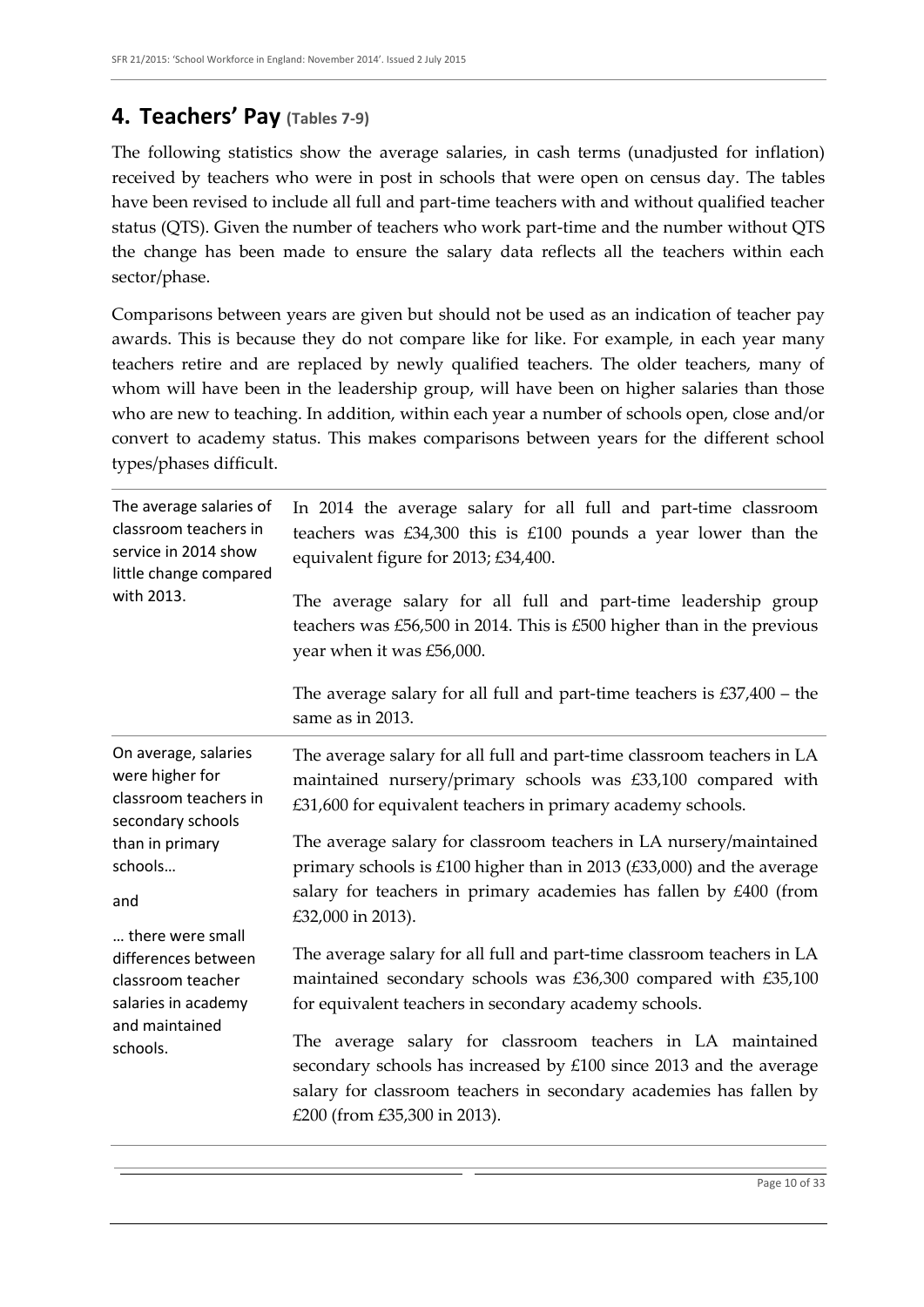## 4. Teachers' Pay (Tables 7-9)

The following statistics show the average salaries, in cash terms (unadjusted for inflation) received by teachers who were in post in schools that were open on census day. The tables have been revised to include all full and part-time teachers with and without qualified teacher status (QTS). Given the number of teachers who work part-time and the number without QTS the change has been made to ensure the salary data reflects all the teachers within each sector/phase.

Comparisons between years are given but should not be used as an indication of teacher pay awards. This is because they do not compare like for like. For example, in each year many teachers retire and are replaced by newly qualified teachers. The older teachers, many of whom will have been in the leadership group, will have been on higher salaries than those who are new to teaching. In addition, within each year a number of schools open, close and/or convert to academy status. This makes comparisons between years for the different school types/phases difficult.

| | |
|---|---|
| The average salaries of classroom teachers in service in 2014 show little change compared with 2013. | In 2014 the average salary for all full and part-time classroom teachers was £34,300 this is £100 pounds a year lower than the equivalent figure for 2013; £34,400.<br><br>The average salary for all full and part-time leadership group teachers was £56,500 in 2014. This is £500 higher than in the previous year when it was £56,000.<br><br>The average salary for all full and part-time teachers is £37,400 – the same as in 2013. |
| On average, salaries were higher for classroom teachers in secondary schools than in primary schools…<br><br>and<br><br>… there were small differences between classroom teacher salaries in academy and maintained schools. | The average salary for all full and part-time classroom teachers in LA maintained nursery/primary schools was £33,100 compared with £31,600 for equivalent teachers in primary academy schools.<br><br>The average salary for classroom teachers in LA nursery/maintained primary schools is £100 higher than in 2013 (£33,000) and the average salary for teachers in primary academies has fallen by £400 (from £32,000 in 2013).<br><br>The average salary for all full and part-time classroom teachers in LA maintained secondary schools was £36,300 compared with £35,100 for equivalent teachers in secondary academy schools.<br><br>The average salary for classroom teachers in LA maintained secondary schools has increased by £100 since 2013 and the average salary for classroom teachers in secondary academies has fallen by £200 (from £35,300 in 2013). |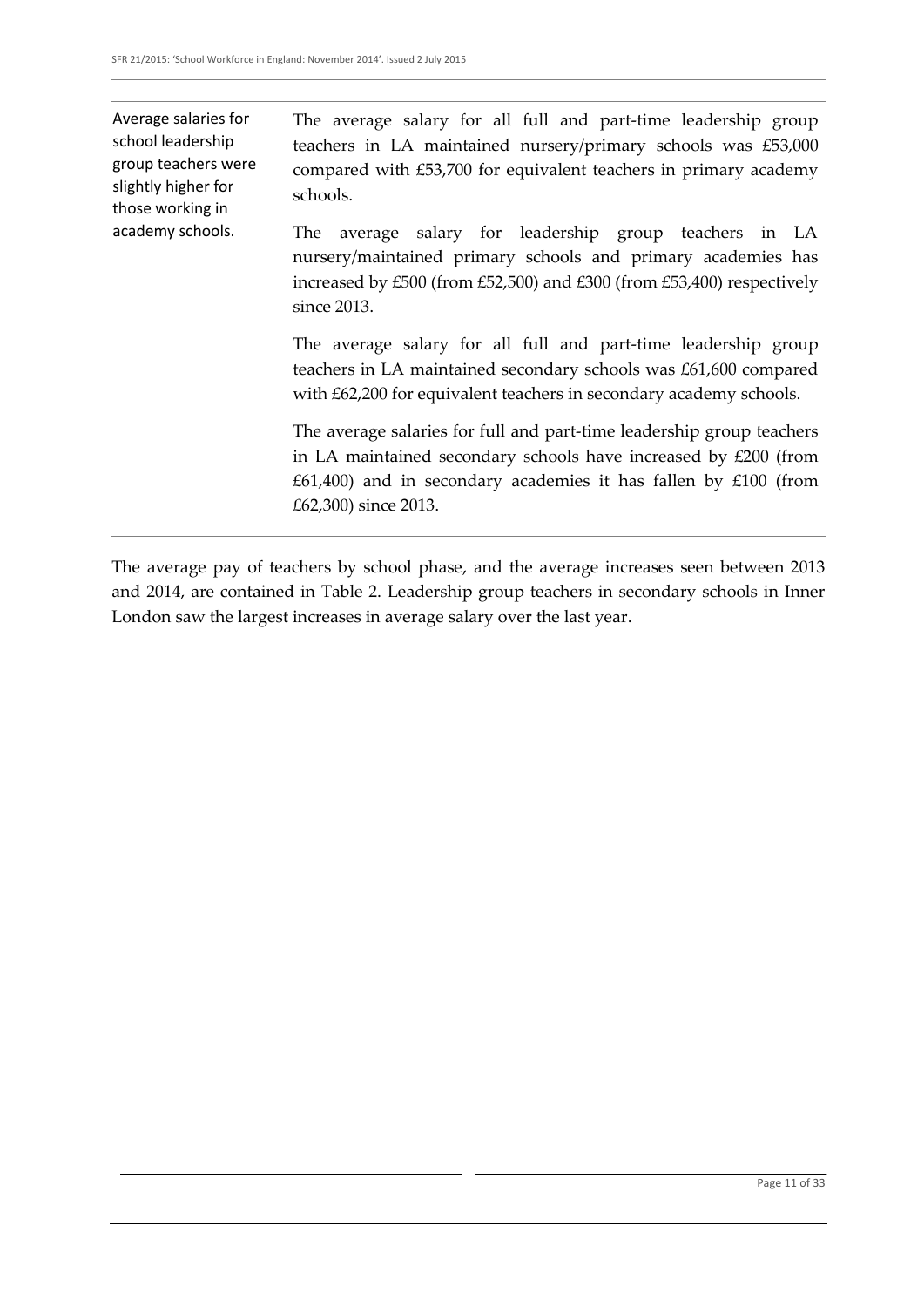Average salaries for school leadership group teachers were slightly higher for those working in academy schools.

The average salary for all full and part-time leadership group teachers in LA maintained nursery/primary schools was £53,000 compared with £53,700 for equivalent teachers in primary academy schools.

The average salary for leadership group teachers in LA nursery/maintained primary schools and primary academies has increased by £500 (from £52,500) and £300 (from £53,400) respectively since 2013.

The average salary for all full and part-time leadership group teachers in LA maintained secondary schools was £61,600 compared with £62,200 for equivalent teachers in secondary academy schools.

The average salaries for full and part-time leadership group teachers in LA maintained secondary schools have increased by £200 (from £61,400) and in secondary academies it has fallen by £100 (from £62,300) since 2013.

The average pay of teachers by school phase, and the average increases seen between 2013 and 2014, are contained in Table 2. Leadership group teachers in secondary schools in Inner London saw the largest increases in average salary over the last year.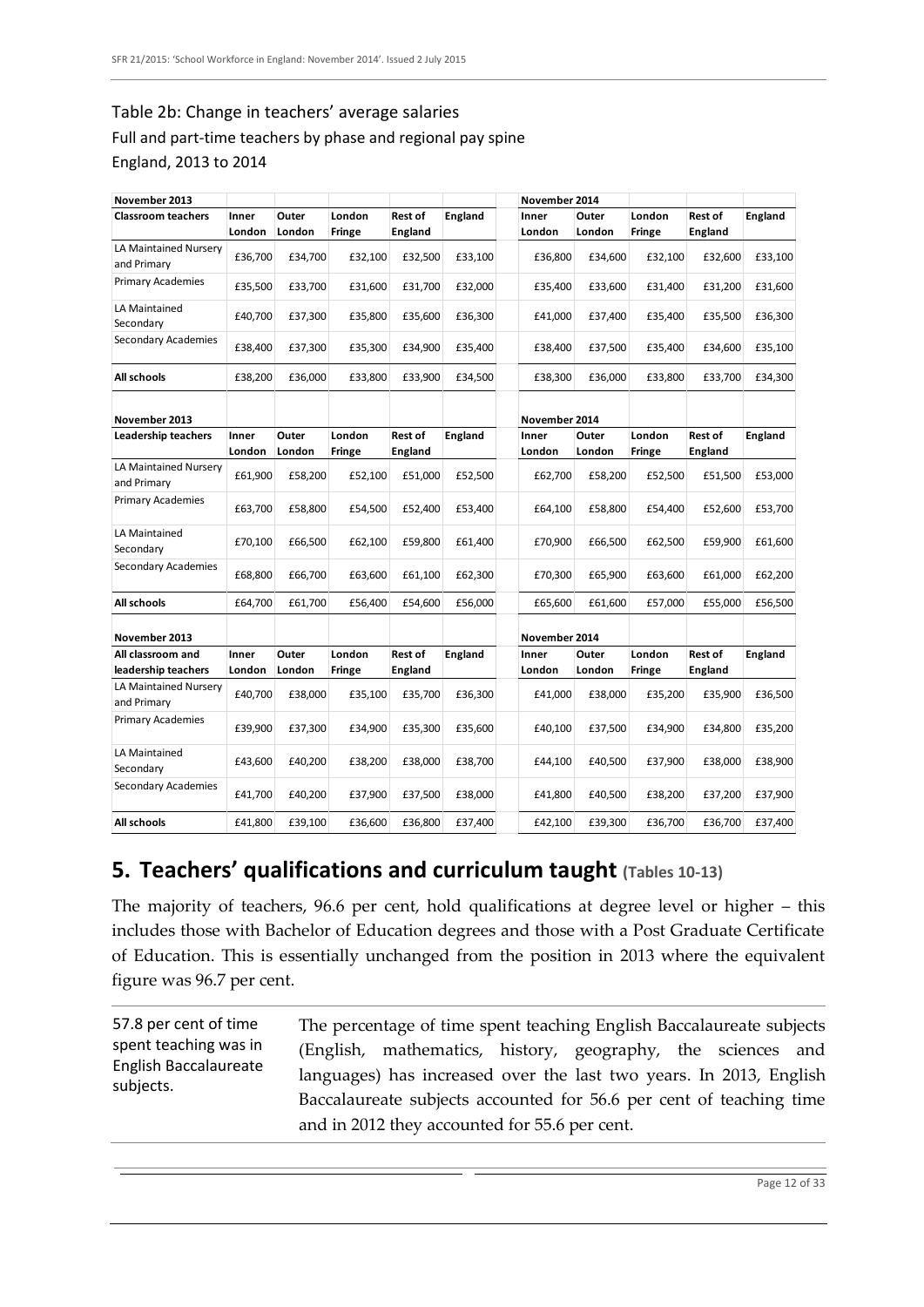Table 2b: Change in teachers' average salaries

Full and part-time teachers by phase and regional pay spine

England, 2013 to 2014

| November 2013 | | | | | | November 2014 | | | | |
|---|---|---|---|---|---|---|---|---|---|---|
| **Classroom teachers** | **Inner London** | **Outer London** | **London Fringe** | **Rest of England** | **England** | **Inner London** | **Outer London** | **London Fringe** | **Rest of England** | **England** |
| LA Maintained Nursery and Primary | £36,700 | £34,700 | £32,100 | £32,500 | £33,100 | £36,800 | £34,600 | £32,100 | £32,600 | £33,100 |
| Primary Academies | £35,500 | £33,700 | £31,600 | £31,700 | £32,000 | £35,400 | £33,600 | £31,400 | £31,200 | £31,600 |
| LA Maintained Secondary | £40,700 | £37,300 | £35,800 | £35,600 | £36,300 | £41,000 | £37,400 | £35,400 | £35,500 | £36,300 |
| Secondary Academies | £38,400 | £37,300 | £35,300 | £34,900 | £35,400 | £38,400 | £37,500 | £35,400 | £34,600 | £35,100 |
| **All schools** | £38,200 | £36,000 | £33,800 | £33,900 | £34,500 | £38,300 | £36,000 | £33,800 | £33,700 | £34,300 |

| November 2013 | | | | | | November 2014 | | | | |
|---|---|---|---|---|---|---|---|---|---|---|
| **Leadership teachers** | **Inner London** | **Outer London** | **London Fringe** | **Rest of England** | **England** | **Inner London** | **Outer London** | **London Fringe** | **Rest of England** | **England** |
| LA Maintained Nursery and Primary | £61,900 | £58,200 | £52,100 | £51,000 | £52,500 | £62,700 | £58,200 | £52,500 | £51,500 | £53,000 |
| Primary Academies | £63,700 | £58,800 | £54,500 | £52,400 | £53,400 | £64,100 | £58,800 | £54,400 | £52,600 | £53,700 |
| LA Maintained Secondary | £70,100 | £66,500 | £62,100 | £59,800 | £61,400 | £70,900 | £66,500 | £62,500 | £59,900 | £61,600 |
| Secondary Academies | £68,800 | £66,700 | £63,600 | £61,100 | £62,300 | £70,300 | £65,900 | £63,600 | £61,000 | £62,200 |
| **All schools** | £64,700 | £61,700 | £56,400 | £54,600 | £56,000 | £65,600 | £61,600 | £57,000 | £55,000 | £56,500 |

| November 2013 | | | | | | November 2014 | | | | |
|---|---|---|---|---|---|---|---|---|---|---|
| **All classroom and leadership teachers** | **Inner London** | **Outer London** | **London Fringe** | **Rest of England** | **England** | **Inner London** | **Outer London** | **London Fringe** | **Rest of England** | **England** |
| LA Maintained Nursery and Primary | £40,700 | £38,000 | £35,100 | £35,700 | £36,300 | £41,000 | £38,000 | £35,200 | £35,900 | £36,500 |
| Primary Academies | £39,900 | £37,300 | £34,900 | £35,300 | £35,600 | £40,100 | £37,500 | £34,900 | £34,800 | £35,200 |
| LA Maintained Secondary | £43,600 | £40,200 | £38,200 | £38,000 | £38,700 | £44,100 | £40,500 | £37,900 | £38,000 | £38,900 |
| Secondary Academies | £41,700 | £40,200 | £37,900 | £37,500 | £38,000 | £41,800 | £40,500 | £38,200 | £37,200 | £37,900 |
| **All schools** | £41,800 | £39,100 | £36,600 | £36,800 | £37,400 | £42,100 | £39,300 | £36,700 | £36,700 | £37,400 |

## 5. Teachers' qualifications and curriculum taught (Tables 10-13)

The majority of teachers, 96.6 per cent, hold qualifications at degree level or higher – this includes those with Bachelor of Education degrees and those with a Post Graduate Certificate of Education. This is essentially unchanged from the position in 2013 where the equivalent figure was 96.7 per cent.

57.8 per cent of time spent teaching was in English Baccalaureate subjects.

The percentage of time spent teaching English Baccalaureate subjects (English, mathematics, history, geography, the sciences and languages) has increased over the last two years. In 2013, English Baccalaureate subjects accounted for 56.6 per cent of teaching time and in 2012 they accounted for 55.6 per cent.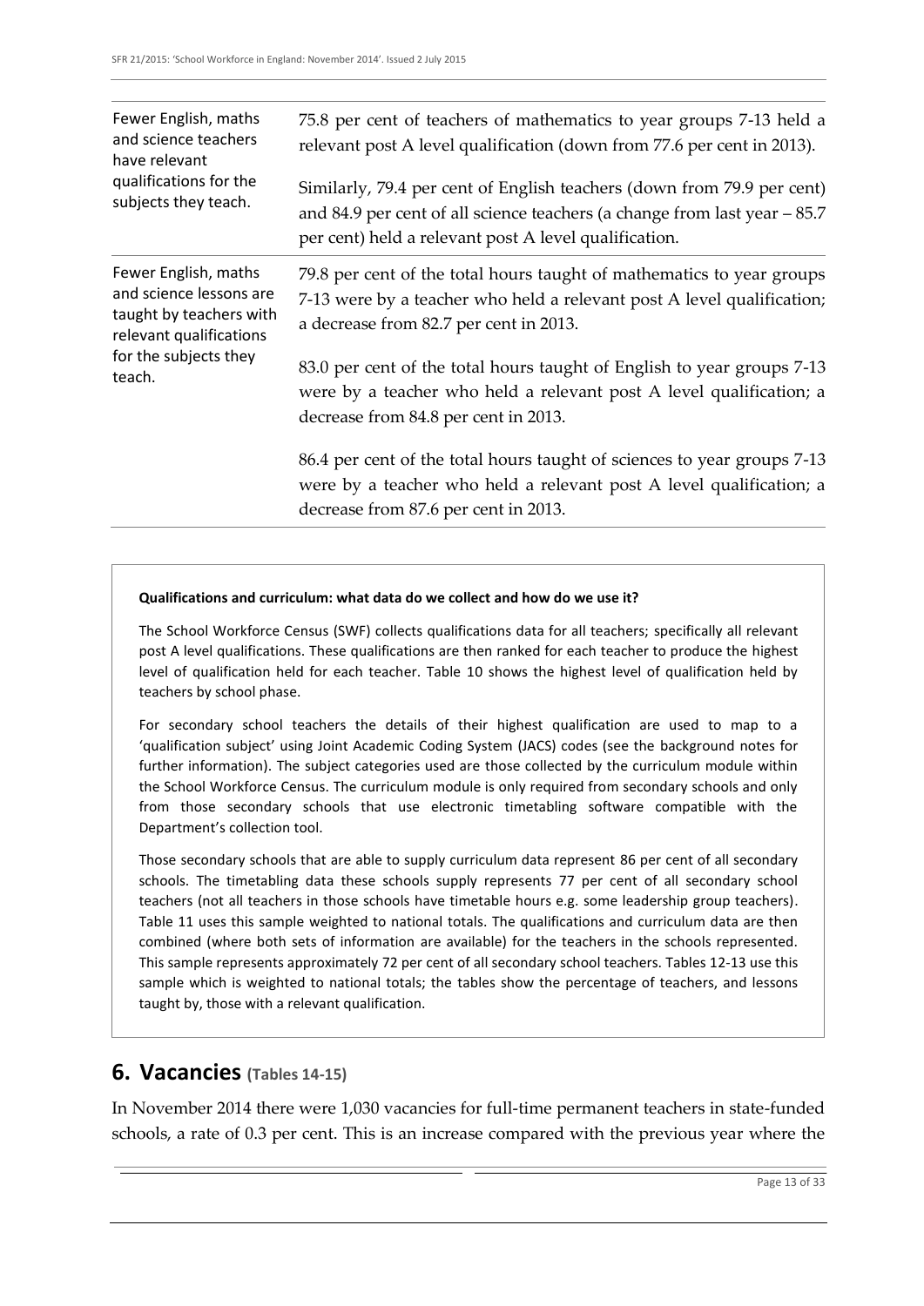| | |
|---|---|
| Fewer English, maths and science teachers have relevant qualifications for the subjects they teach. | 75.8 per cent of teachers of mathematics to year groups 7-13 held a relevant post A level qualification (down from 77.6 per cent in 2013).<br><br>Similarly, 79.4 per cent of English teachers (down from 79.9 per cent) and 84.9 per cent of all science teachers (a change from last year – 85.7 per cent) held a relevant post A level qualification. |
| Fewer English, maths and science lessons are taught by teachers with relevant qualifications for the subjects they teach. | 79.8 per cent of the total hours taught of mathematics to year groups 7-13 were by a teacher who held a relevant post A level qualification; a decrease from 82.7 per cent in 2013.<br><br>83.0 per cent of the total hours taught of English to year groups 7-13 were by a teacher who held a relevant post A level qualification; a decrease from 84.8 per cent in 2013.<br><br>86.4 per cent of the total hours taught of sciences to year groups 7-13 were by a teacher who held a relevant post A level qualification; a decrease from 87.6 per cent in 2013. |

**Qualifications and curriculum: what data do we collect and how do we use it?**

The School Workforce Census (SWF) collects qualifications data for all teachers; specifically all relevant post A level qualifications. These qualifications are then ranked for each teacher to produce the highest level of qualification held for each teacher. Table 10 shows the highest level of qualification held by teachers by school phase.

For secondary school teachers the details of their highest qualification are used to map to a 'qualification subject' using Joint Academic Coding System (JACS) codes (see the background notes for further information). The subject categories used are those collected by the curriculum module within the School Workforce Census. The curriculum module is only required from secondary schools and only from those secondary schools that use electronic timetabling software compatible with the Department's collection tool.

Those secondary schools that are able to supply curriculum data represent 86 per cent of all secondary schools. The timetabling data these schools supply represents 77 per cent of all secondary school teachers (not all teachers in those schools have timetable hours e.g. some leadership group teachers). Table 11 uses this sample weighted to national totals. The qualifications and curriculum data are then combined (where both sets of information are available) for the teachers in the schools represented. This sample represents approximately 72 per cent of all secondary school teachers. Tables 12-13 use this sample which is weighted to national totals; the tables show the percentage of teachers, and lessons taught by, those with a relevant qualification.

## 6. Vacancies (Tables 14-15)

In November 2014 there were 1,030 vacancies for full-time permanent teachers in state-funded schools, a rate of 0.3 per cent. This is an increase compared with the previous year where the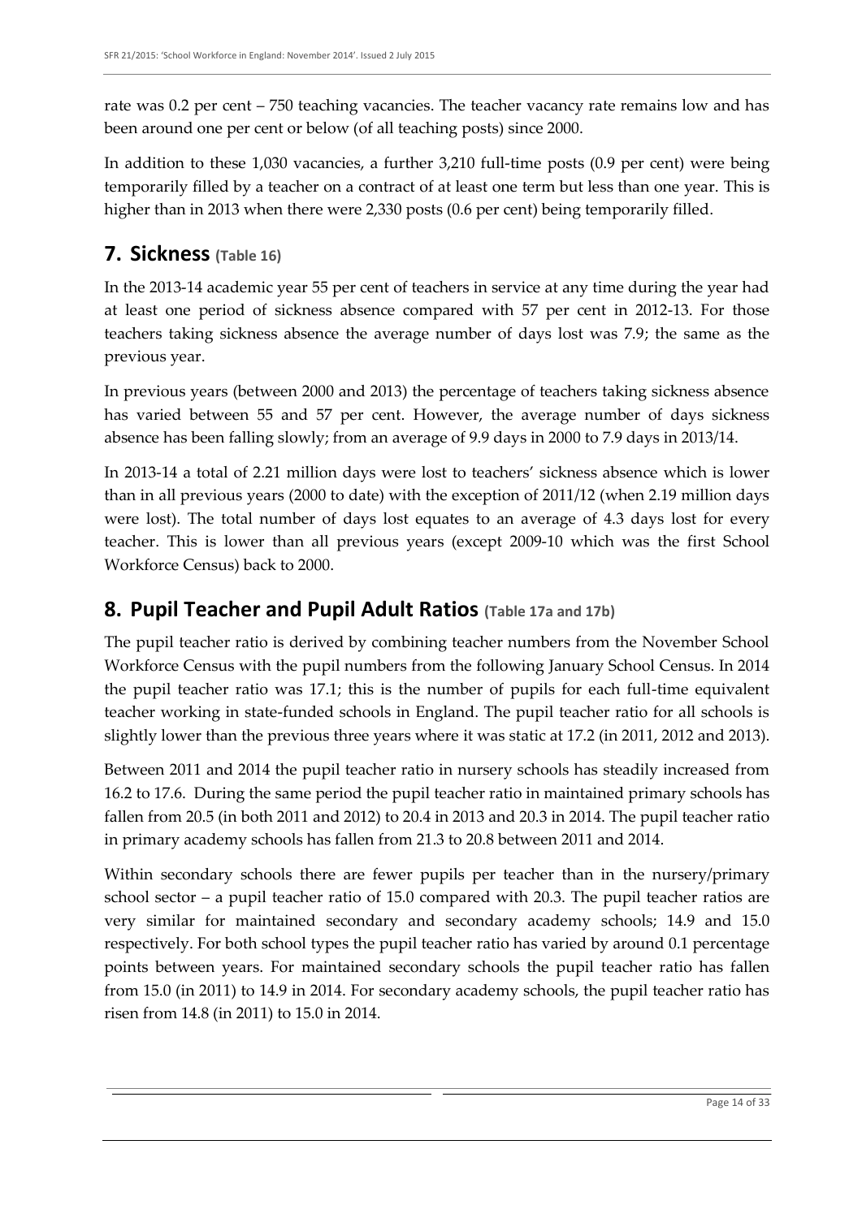rate was 0.2 per cent – 750 teaching vacancies. The teacher vacancy rate remains low and has been around one per cent or below (of all teaching posts) since 2000.

In addition to these 1,030 vacancies, a further 3,210 full-time posts (0.9 per cent) were being temporarily filled by a teacher on a contract of at least one term but less than one year. This is higher than in 2013 when there were 2,330 posts (0.6 per cent) being temporarily filled.

## 7. Sickness (Table 16)

In the 2013-14 academic year 55 per cent of teachers in service at any time during the year had at least one period of sickness absence compared with 57 per cent in 2012-13. For those teachers taking sickness absence the average number of days lost was 7.9; the same as the previous year.

In previous years (between 2000 and 2013) the percentage of teachers taking sickness absence has varied between 55 and 57 per cent. However, the average number of days sickness absence has been falling slowly; from an average of 9.9 days in 2000 to 7.9 days in 2013/14.

In 2013-14 a total of 2.21 million days were lost to teachers' sickness absence which is lower than in all previous years (2000 to date) with the exception of 2011/12 (when 2.19 million days were lost). The total number of days lost equates to an average of 4.3 days lost for every teacher. This is lower than all previous years (except 2009-10 which was the first School Workforce Census) back to 2000.

## 8. Pupil Teacher and Pupil Adult Ratios (Table 17a and 17b)

The pupil teacher ratio is derived by combining teacher numbers from the November School Workforce Census with the pupil numbers from the following January School Census. In 2014 the pupil teacher ratio was 17.1; this is the number of pupils for each full-time equivalent teacher working in state-funded schools in England. The pupil teacher ratio for all schools is slightly lower than the previous three years where it was static at 17.2 (in 2011, 2012 and 2013).

Between 2011 and 2014 the pupil teacher ratio in nursery schools has steadily increased from 16.2 to 17.6. During the same period the pupil teacher ratio in maintained primary schools has fallen from 20.5 (in both 2011 and 2012) to 20.4 in 2013 and 20.3 in 2014. The pupil teacher ratio in primary academy schools has fallen from 21.3 to 20.8 between 2011 and 2014.

Within secondary schools there are fewer pupils per teacher than in the nursery/primary school sector – a pupil teacher ratio of 15.0 compared with 20.3. The pupil teacher ratios are very similar for maintained secondary and secondary academy schools; 14.9 and 15.0 respectively. For both school types the pupil teacher ratio has varied by around 0.1 percentage points between years. For maintained secondary schools the pupil teacher ratio has fallen from 15.0 (in 2011) to 14.9 in 2014. For secondary academy schools, the pupil teacher ratio has risen from 14.8 (in 2011) to 15.0 in 2014.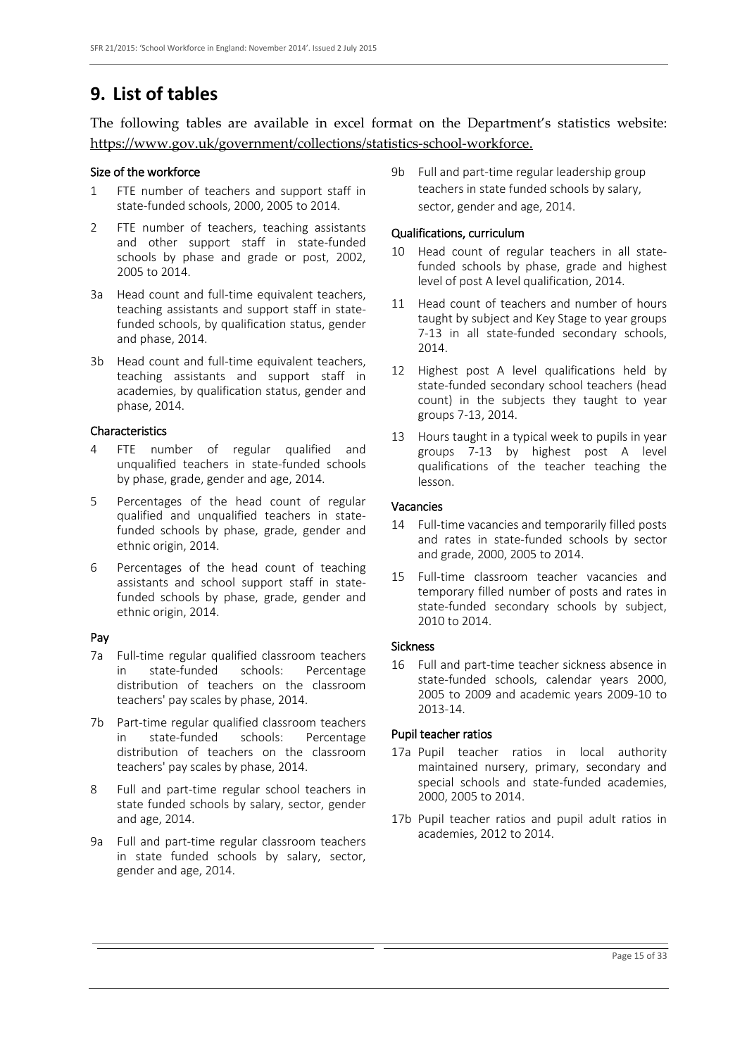# 9. List of tables

The following tables are available in excel format on the Department's statistics website: https://www.gov.uk/government/collections/statistics-school-workforce.

### Size of the workforce

1 FTE number of teachers and support staff in state-funded schools, 2000, 2005 to 2014.

2 FTE number of teachers, teaching assistants and other support staff in state-funded schools by phase and grade or post, 2002, 2005 to 2014.

3a Head count and full-time equivalent teachers, teaching assistants and support staff in state-funded schools, by qualification status, gender and phase, 2014.

3b Head count and full-time equivalent teachers, teaching assistants and support staff in academies, by qualification status, gender and phase, 2014.

### Characteristics

4 FTE number of regular qualified and unqualified teachers in state-funded schools by phase, grade, gender and age, 2014.

5 Percentages of the head count of regular qualified and unqualified teachers in state-funded schools by phase, grade, gender and ethnic origin, 2014.

6 Percentages of the head count of teaching assistants and school support staff in state-funded schools by phase, grade, gender and ethnic origin, 2014.

### Pay

7a Full-time regular qualified classroom teachers in state-funded schools: Percentage distribution of teachers on the classroom teachers' pay scales by phase, 2014.

7b Part-time regular qualified classroom teachers in state-funded schools: Percentage distribution of teachers on the classroom teachers' pay scales by phase, 2014.

8 Full and part-time regular school teachers in state funded schools by salary, sector, gender and age, 2014.

9a Full and part-time regular classroom teachers in state funded schools by salary, sector, gender and age, 2014.

9b Full and part-time regular leadership group teachers in state funded schools by salary, sector, gender and age, 2014.

### Qualifications, curriculum

10 Head count of regular teachers in all state-funded schools by phase, grade and highest level of post A level qualification, 2014.

11 Head count of teachers and number of hours taught by subject and Key Stage to year groups 7-13 in all state-funded secondary schools, 2014.

12 Highest post A level qualifications held by state-funded secondary school teachers (head count) in the subjects they taught to year groups 7-13, 2014.

13 Hours taught in a typical week to pupils in year groups 7-13 by highest post A level qualifications of the teacher teaching the lesson.

### Vacancies

14 Full-time vacancies and temporarily filled posts and rates in state-funded schools by sector and grade, 2000, 2005 to 2014.

15 Full-time classroom teacher vacancies and temporary filled number of posts and rates in state-funded secondary schools by subject, 2010 to 2014.

### Sickness

16 Full and part-time teacher sickness absence in state-funded schools, calendar years 2000, 2005 to 2009 and academic years 2009-10 to 2013-14.

### Pupil teacher ratios

17a Pupil teacher ratios in local authority maintained nursery, primary, secondary and special schools and state-funded academies, 2000, 2005 to 2014.

17b Pupil teacher ratios and pupil adult ratios in academies, 2012 to 2014.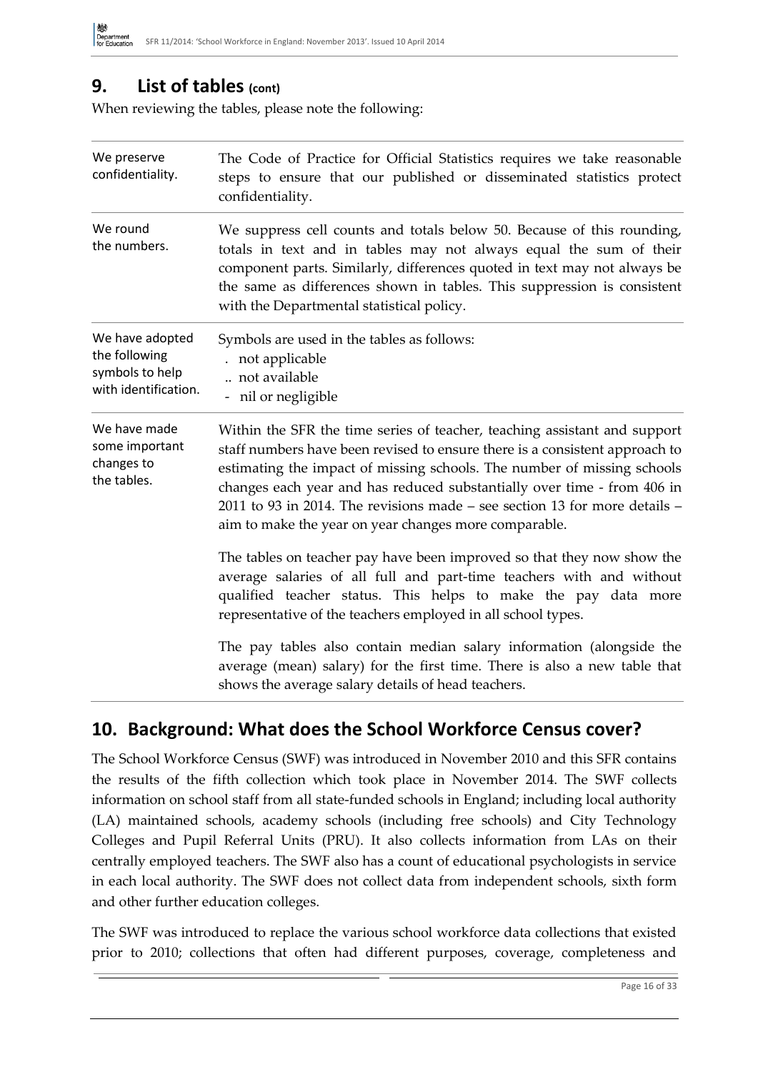## 9. List of tables (cont)

When reviewing the tables, please note the following:

| | |
|---|---|
| We preserve confidentiality. | The Code of Practice for Official Statistics requires we take reasonable steps to ensure that our published or disseminated statistics protect confidentiality. |
| We round the numbers. | We suppress cell counts and totals below 50. Because of this rounding, totals in text and in tables may not always equal the sum of their component parts. Similarly, differences quoted in text may not always be the same as differences shown in tables. This suppression is consistent with the Departmental statistical policy. |
| We have adopted the following symbols to help with identification. | Symbols are used in the tables as follows:<br>. not applicable<br>.. not available<br>- nil or negligible |
| We have made some important changes to the tables. | Within the SFR the time series of teacher, teaching assistant and support staff numbers have been revised to ensure there is a consistent approach to estimating the impact of missing schools. The number of missing schools changes each year and has reduced substantially over time - from 406 in 2011 to 93 in 2014. The revisions made – see section 13 for more details – aim to make the year on year changes more comparable.<br><br>The tables on teacher pay have been improved so that they now show the average salaries of all full and part-time teachers with and without qualified teacher status. This helps to make the pay data more representative of the teachers employed in all school types.<br><br>The pay tables also contain median salary information (alongside the average (mean) salary) for the first time. There is also a new table that shows the average salary details of head teachers. |

## 10. Background: What does the School Workforce Census cover?

The School Workforce Census (SWF) was introduced in November 2010 and this SFR contains the results of the fifth collection which took place in November 2014. The SWF collects information on school staff from all state-funded schools in England; including local authority (LA) maintained schools, academy schools (including free schools) and City Technology Colleges and Pupil Referral Units (PRU). It also collects information from LAs on their centrally employed teachers. The SWF also has a count of educational psychologists in service in each local authority. The SWF does not collect data from independent schools, sixth form and other further education colleges.

The SWF was introduced to replace the various school workforce data collections that existed prior to 2010; collections that often had different purposes, coverage, completeness and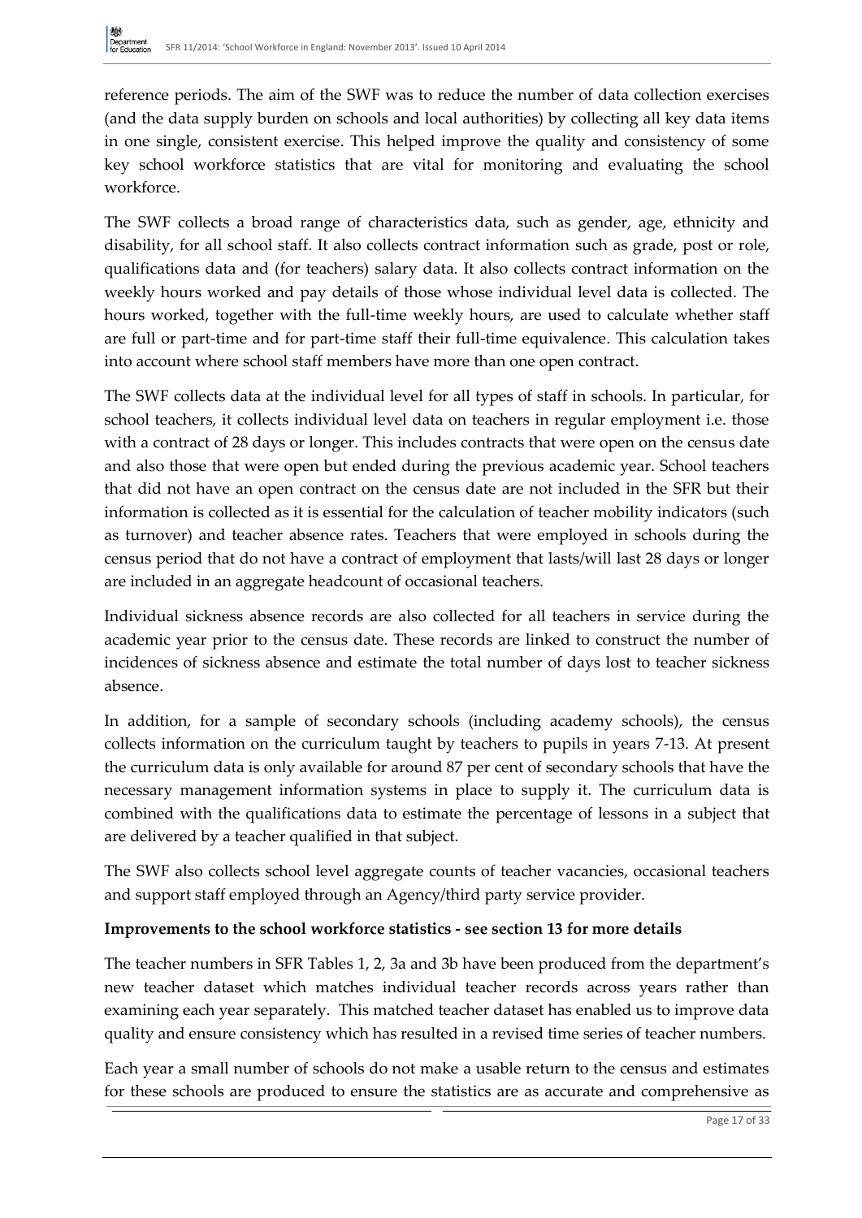reference periods. The aim of the SWF was to reduce the number of data collection exercises (and the data supply burden on schools and local authorities) by collecting all key data items in one single, consistent exercise. This helped improve the quality and consistency of some key school workforce statistics that are vital for monitoring and evaluating the school workforce.

The SWF collects a broad range of characteristics data, such as gender, age, ethnicity and disability, for all school staff. It also collects contract information such as grade, post or role, qualifications data and (for teachers) salary data. It also collects contract information on the weekly hours worked and pay details of those whose individual level data is collected. The hours worked, together with the full-time weekly hours, are used to calculate whether staff are full or part-time and for part-time staff their full-time equivalence. This calculation takes into account where school staff members have more than one open contract.

The SWF collects data at the individual level for all types of staff in schools. In particular, for school teachers, it collects individual level data on teachers in regular employment i.e. those with a contract of 28 days or longer. This includes contracts that were open on the census date and also those that were open but ended during the previous academic year. School teachers that did not have an open contract on the census date are not included in the SFR but their information is collected as it is essential for the calculation of teacher mobility indicators (such as turnover) and teacher absence rates. Teachers that were employed in schools during the census period that do not have a contract of employment that lasts/will last 28 days or longer are included in an aggregate headcount of occasional teachers.

Individual sickness absence records are also collected for all teachers in service during the academic year prior to the census date. These records are linked to construct the number of incidences of sickness absence and estimate the total number of days lost to teacher sickness absence.

In addition, for a sample of secondary schools (including academy schools), the census collects information on the curriculum taught by teachers to pupils in years 7-13. At present the curriculum data is only available for around 87 per cent of secondary schools that have the necessary management information systems in place to supply it. The curriculum data is combined with the qualifications data to estimate the percentage of lessons in a subject that are delivered by a teacher qualified in that subject.

The SWF also collects school level aggregate counts of teacher vacancies, occasional teachers and support staff employed through an Agency/third party service provider.

**Improvements to the school workforce statistics - see section 13 for more details**

The teacher numbers in SFR Tables 1, 2, 3a and 3b have been produced from the department's new teacher dataset which matches individual teacher records across years rather than examining each year separately. This matched teacher dataset has enabled us to improve data quality and ensure consistency which has resulted in a revised time series of teacher numbers.

Each year a small number of schools do not make a usable return to the census and estimates for these schools are produced to ensure the statistics are as accurate and comprehensive as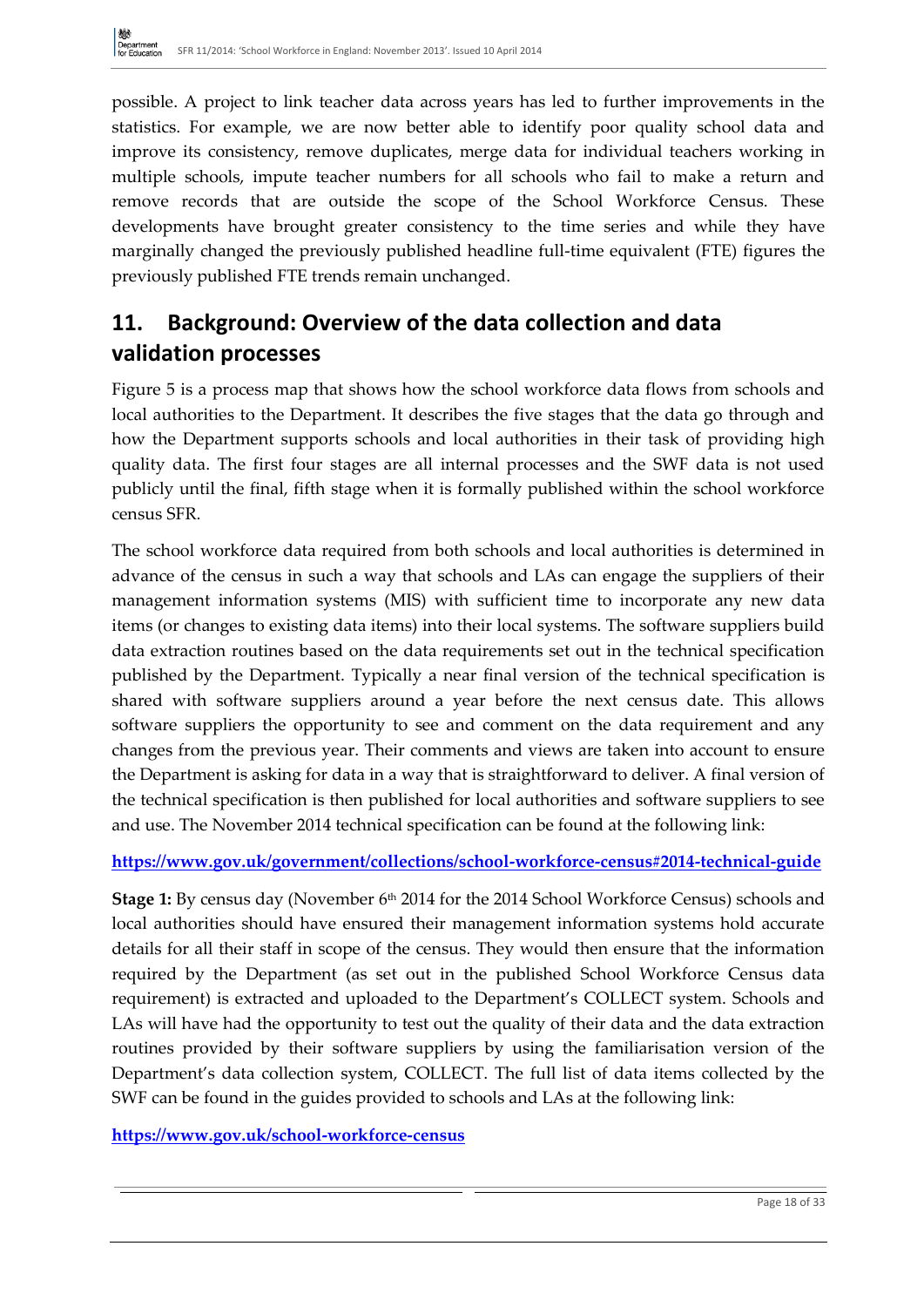possible. A project to link teacher data across years has led to further improvements in the statistics. For example, we are now better able to identify poor quality school data and improve its consistency, remove duplicates, merge data for individual teachers working in multiple schools, impute teacher numbers for all schools who fail to make a return and remove records that are outside the scope of the School Workforce Census. These developments have brought greater consistency to the time series and while they have marginally changed the previously published headline full-time equivalent (FTE) figures the previously published FTE trends remain unchanged.

## 11. Background: Overview of the data collection and data validation processes

Figure 5 is a process map that shows how the school workforce data flows from schools and local authorities to the Department. It describes the five stages that the data go through and how the Department supports schools and local authorities in their task of providing high quality data. The first four stages are all internal processes and the SWF data is not used publicly until the final, fifth stage when it is formally published within the school workforce census SFR.

The school workforce data required from both schools and local authorities is determined in advance of the census in such a way that schools and LAs can engage the suppliers of their management information systems (MIS) with sufficient time to incorporate any new data items (or changes to existing data items) into their local systems. The software suppliers build data extraction routines based on the data requirements set out in the technical specification published by the Department. Typically a near final version of the technical specification is shared with software suppliers around a year before the next census date. This allows software suppliers the opportunity to see and comment on the data requirement and any changes from the previous year. Their comments and views are taken into account to ensure the Department is asking for data in a way that is straightforward to deliver. A final version of the technical specification is then published for local authorities and software suppliers to see and use. The November 2014 technical specification can be found at the following link:

**https://www.gov.uk/government/collections/school-workforce-census#2014-technical-guide**

**Stage 1:** By census day (November 6th 2014 for the 2014 School Workforce Census) schools and local authorities should have ensured their management information systems hold accurate details for all their staff in scope of the census. They would then ensure that the information required by the Department (as set out in the published School Workforce Census data requirement) is extracted and uploaded to the Department's COLLECT system. Schools and LAs will have had the opportunity to test out the quality of their data and the data extraction routines provided by their software suppliers by using the familiarisation version of the Department's data collection system, COLLECT. The full list of data items collected by the SWF can be found in the guides provided to schools and LAs at the following link:

**https://www.gov.uk/school-workforce-census**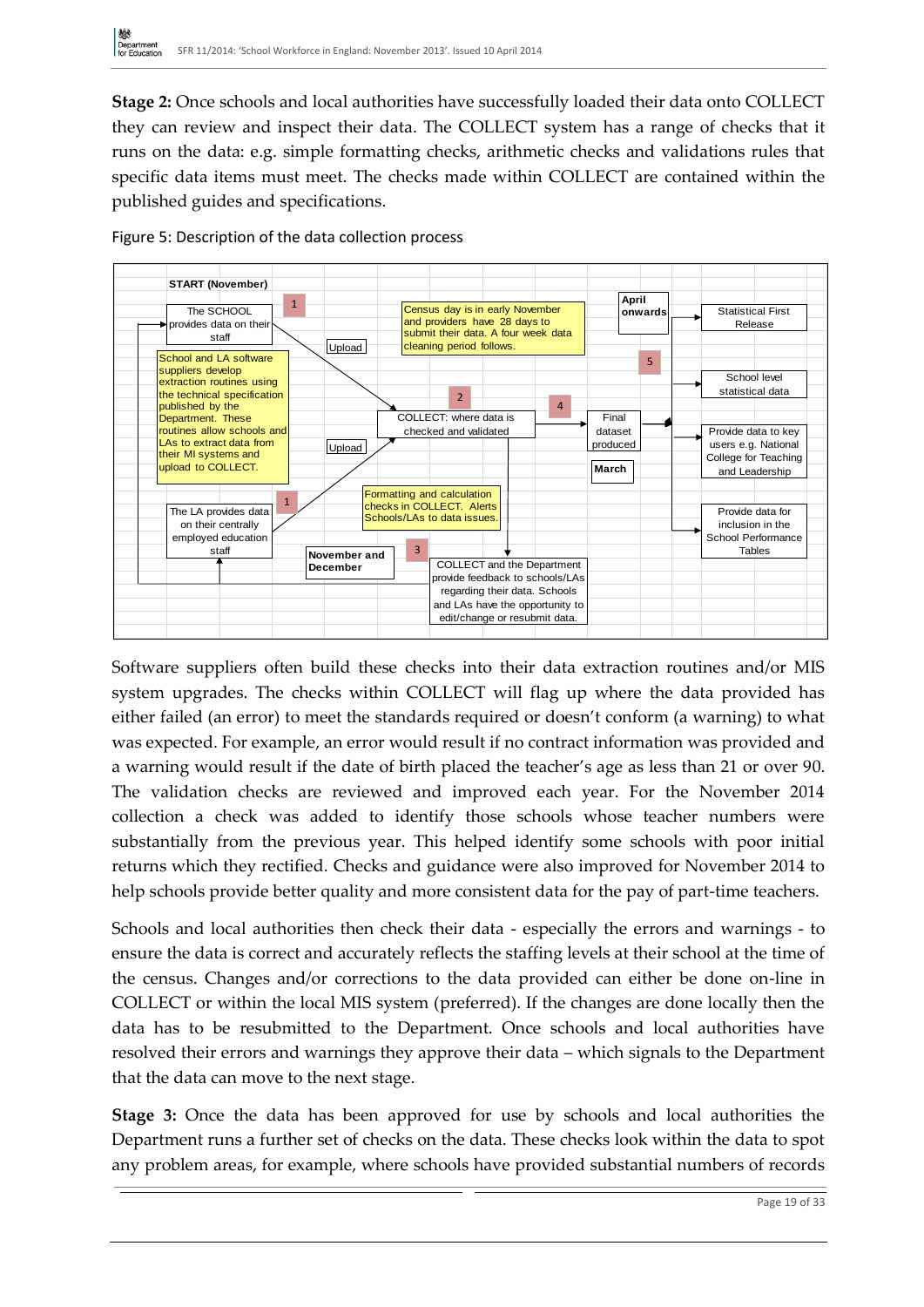**Stage 2:** Once schools and local authorities have successfully loaded their data onto COLLECT they can review and inspect their data. The COLLECT system has a range of checks that it runs on the data: e.g. simple formatting checks, arithmetic checks and validations rules that specific data items must meet. The checks made within COLLECT are contained within the published guides and specifications.

Figure 5: Description of the data collection process

START (November)

1 The SCHOOL provides data on their staff

School and LA software suppliers develop extraction routines using the technical specification published by the Department. These routines allow schools and LAs to extract data from their MI systems and upload to COLLECT.

1 The LA provides data on their centrally employed education staff

Upload

Upload

Census day is in early November and providers have 28 days to submit their data. A four week data cleaning period follows.

2 COLLECT: where data is checked and validated

Formatting and calculation checks in COLLECT. Alerts Schools/LAs to data issues.

November and December

3 COLLECT and the Department provide feedback to schools/LAs regarding their data. Schools and LAs have the opportunity to edit/change or resubmit data.

4 Final dataset produced

March

April onwards

5

Statistical First Release

School level statistical data

Provide data to key users e.g. National College for Teaching and Leadership

Provide data for inclusion in the School Performance Tables

Software suppliers often build these checks into their data extraction routines and/or MIS system upgrades. The checks within COLLECT will flag up where the data provided has either failed (an error) to meet the standards required or doesn't conform (a warning) to what was expected. For example, an error would result if no contract information was provided and a warning would result if the date of birth placed the teacher's age as less than 21 or over 90. The validation checks are reviewed and improved each year. For the November 2014 collection a check was added to identify those schools whose teacher numbers were substantially from the previous year. This helped identify some schools with poor initial returns which they rectified. Checks and guidance were also improved for November 2014 to help schools provide better quality and more consistent data for the pay of part-time teachers.

Schools and local authorities then check their data - especially the errors and warnings - to ensure the data is correct and accurately reflects the staffing levels at their school at the time of the census. Changes and/or corrections to the data provided can either be done on-line in COLLECT or within the local MIS system (preferred). If the changes are done locally then the data has to be resubmitted to the Department. Once schools and local authorities have resolved their errors and warnings they approve their data – which signals to the Department that the data can move to the next stage.

**Stage 3:** Once the data has been approved for use by schools and local authorities the Department runs a further set of checks on the data. These checks look within the data to spot any problem areas, for example, where schools have provided substantial numbers of records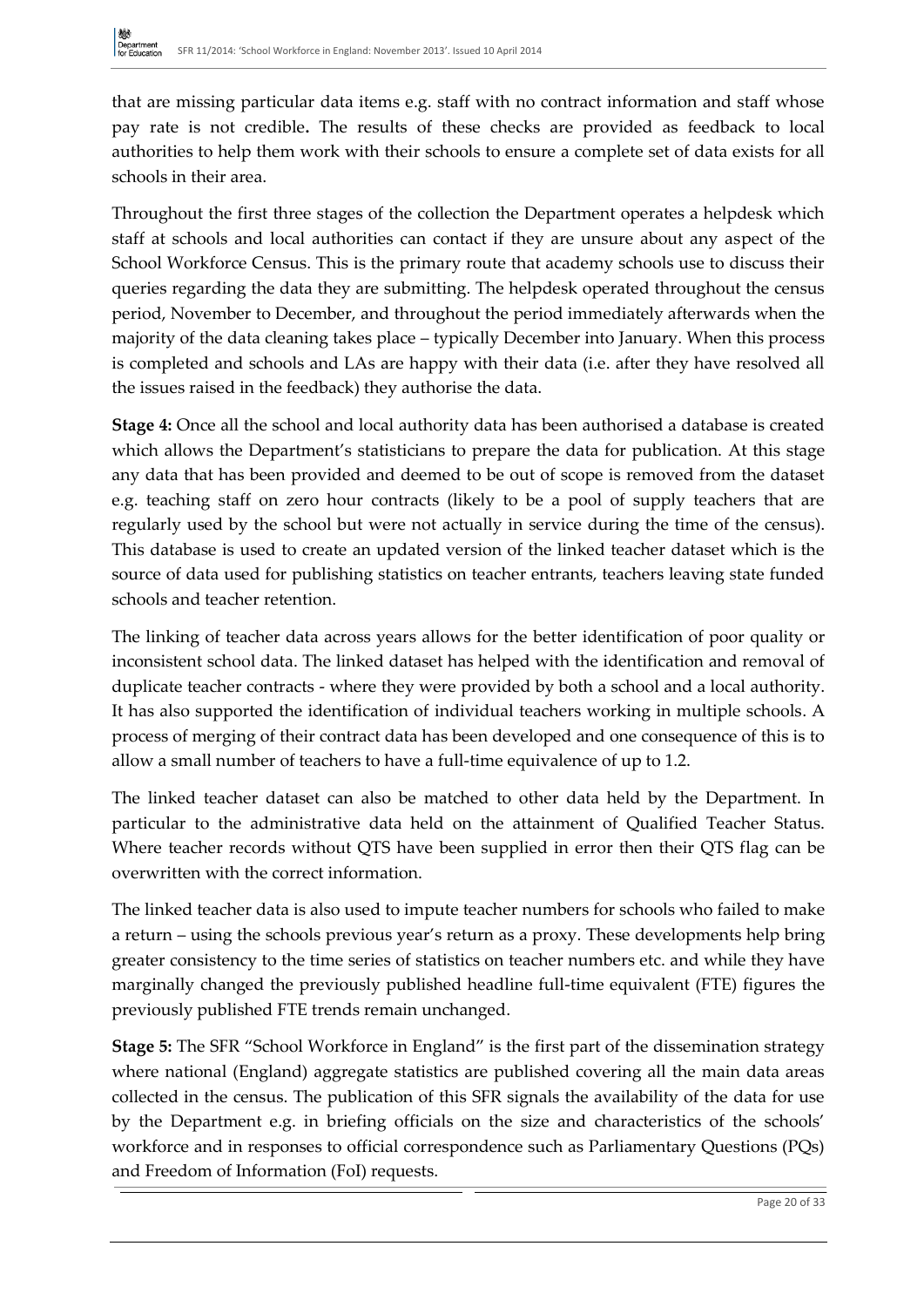that are missing particular data items e.g. staff with no contract information and staff whose pay rate is not credible**.** The results of these checks are provided as feedback to local authorities to help them work with their schools to ensure a complete set of data exists for all schools in their area.

Throughout the first three stages of the collection the Department operates a helpdesk which staff at schools and local authorities can contact if they are unsure about any aspect of the School Workforce Census. This is the primary route that academy schools use to discuss their queries regarding the data they are submitting. The helpdesk operated throughout the census period, November to December, and throughout the period immediately afterwards when the majority of the data cleaning takes place – typically December into January. When this process is completed and schools and LAs are happy with their data (i.e. after they have resolved all the issues raised in the feedback) they authorise the data.

**Stage 4:** Once all the school and local authority data has been authorised a database is created which allows the Department's statisticians to prepare the data for publication. At this stage any data that has been provided and deemed to be out of scope is removed from the dataset e.g. teaching staff on zero hour contracts (likely to be a pool of supply teachers that are regularly used by the school but were not actually in service during the time of the census). This database is used to create an updated version of the linked teacher dataset which is the source of data used for publishing statistics on teacher entrants, teachers leaving state funded schools and teacher retention.

The linking of teacher data across years allows for the better identification of poor quality or inconsistent school data. The linked dataset has helped with the identification and removal of duplicate teacher contracts - where they were provided by both a school and a local authority. It has also supported the identification of individual teachers working in multiple schools. A process of merging of their contract data has been developed and one consequence of this is to allow a small number of teachers to have a full-time equivalence of up to 1.2.

The linked teacher dataset can also be matched to other data held by the Department. In particular to the administrative data held on the attainment of Qualified Teacher Status. Where teacher records without QTS have been supplied in error then their QTS flag can be overwritten with the correct information.

The linked teacher data is also used to impute teacher numbers for schools who failed to make a return – using the schools previous year's return as a proxy. These developments help bring greater consistency to the time series of statistics on teacher numbers etc. and while they have marginally changed the previously published headline full-time equivalent (FTE) figures the previously published FTE trends remain unchanged.

**Stage 5:** The SFR "School Workforce in England" is the first part of the dissemination strategy where national (England) aggregate statistics are published covering all the main data areas collected in the census. The publication of this SFR signals the availability of the data for use by the Department e.g. in briefing officials on the size and characteristics of the schools' workforce and in responses to official correspondence such as Parliamentary Questions (PQs) and Freedom of Information (FoI) requests.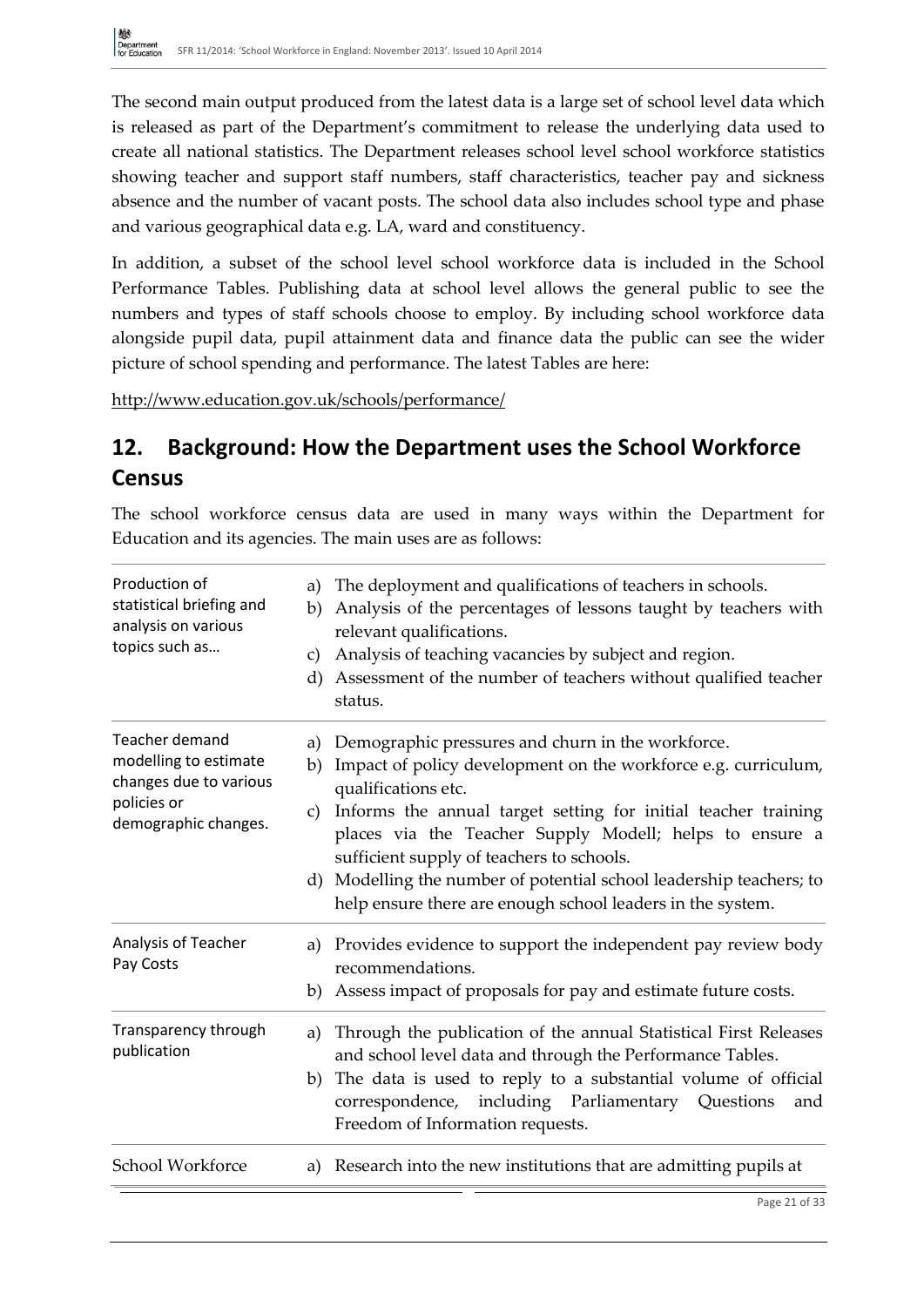The second main output produced from the latest data is a large set of school level data which is released as part of the Department's commitment to release the underlying data used to create all national statistics. The Department releases school level school workforce statistics showing teacher and support staff numbers, staff characteristics, teacher pay and sickness absence and the number of vacant posts. The school data also includes school type and phase and various geographical data e.g. LA, ward and constituency.

In addition, a subset of the school level school workforce data is included in the School Performance Tables. Publishing data at school level allows the general public to see the numbers and types of staff schools choose to employ. By including school workforce data alongside pupil data, pupil attainment data and finance data the public can see the wider picture of school spending and performance. The latest Tables are here:

http://www.education.gov.uk/schools/performance/

## 12. Background: How the Department uses the School Workforce Census

The school workforce census data are used in many ways within the Department for Education and its agencies. The main uses are as follows:

| | |
|---|---|
| Production of statistical briefing and analysis on various topics such as… | a) The deployment and qualifications of teachers in schools.<br>b) Analysis of the percentages of lessons taught by teachers with relevant qualifications.<br>c) Analysis of teaching vacancies by subject and region.<br>d) Assessment of the number of teachers without qualified teacher status. |
| Teacher demand modelling to estimate changes due to various policies or demographic changes. | a) Demographic pressures and churn in the workforce.<br>b) Impact of policy development on the workforce e.g. curriculum, qualifications etc.<br>c) Informs the annual target setting for initial teacher training places via the Teacher Supply Modell; helps to ensure a sufficient supply of teachers to schools.<br>d) Modelling the number of potential school leadership teachers; to help ensure there are enough school leaders in the system. |
| Analysis of Teacher Pay Costs | a) Provides evidence to support the independent pay review body recommendations.<br>b) Assess impact of proposals for pay and estimate future costs. |
| Transparency through publication | a) Through the publication of the annual Statistical First Releases and school level data and through the Performance Tables.<br>b) The data is used to reply to a substantial volume of official correspondence, including Parliamentary Questions and Freedom of Information requests. |
| School Workforce | a) Research into the new institutions that are admitting pupils at |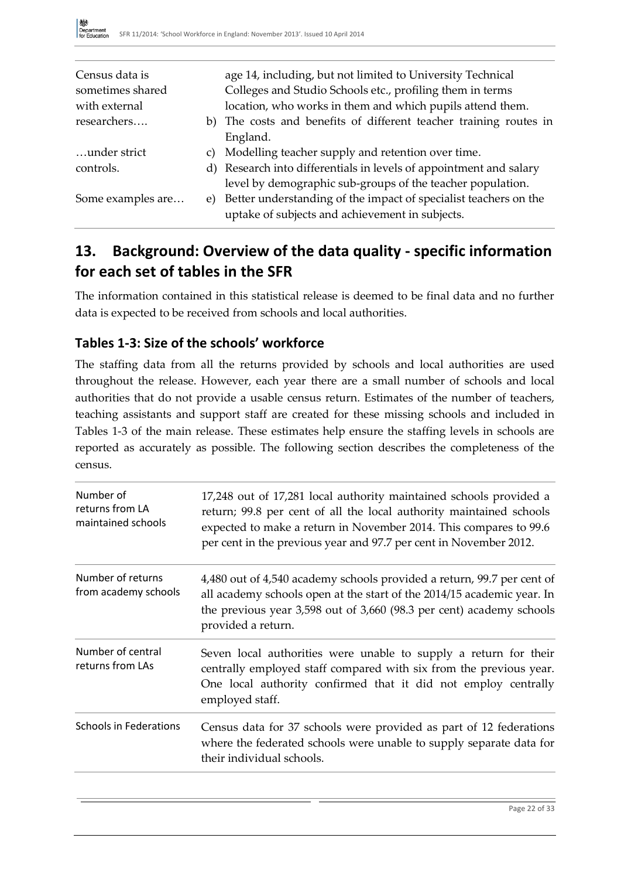| | |
|---|---|
| Census data is sometimes shared with external researchers…. | age 14, including, but not limited to University Technical Colleges and Studio Schools etc., profiling them in terms location, who works in them and which pupils attend them. |
| | b) The costs and benefits of different teacher training routes in England. |
| …under strict controls. | c) Modelling teacher supply and retention over time. |
| | d) Research into differentials in levels of appointment and salary level by demographic sub-groups of the teacher population. |
| Some examples are… | e) Better understanding of the impact of specialist teachers on the uptake of subjects and achievement in subjects. |

## 13. Background: Overview of the data quality - specific information for each set of tables in the SFR

The information contained in this statistical release is deemed to be final data and no further data is expected to be received from schools and local authorities.

### Tables 1-3: Size of the schools' workforce

The staffing data from all the returns provided by schools and local authorities are used throughout the release. However, each year there are a small number of schools and local authorities that do not provide a usable census return. Estimates of the number of teachers, teaching assistants and support staff are created for these missing schools and included in Tables 1-3 of the main release. These estimates help ensure the staffing levels in schools are reported as accurately as possible. The following section describes the completeness of the census.

| | |
|---|---|
| Number of returns from LA maintained schools | 17,248 out of 17,281 local authority maintained schools provided a return; 99.8 per cent of all the local authority maintained schools expected to make a return in November 2014. This compares to 99.6 per cent in the previous year and 97.7 per cent in November 2012. |
| Number of returns from academy schools | 4,480 out of 4,540 academy schools provided a return, 99.7 per cent of all academy schools open at the start of the 2014/15 academic year. In the previous year 3,598 out of 3,660 (98.3 per cent) academy schools provided a return. |
| Number of central returns from LAs | Seven local authorities were unable to supply a return for their centrally employed staff compared with six from the previous year. One local authority confirmed that it did not employ centrally employed staff. |
| Schools in Federations | Census data for 37 schools were provided as part of 12 federations where the federated schools were unable to supply separate data for their individual schools. |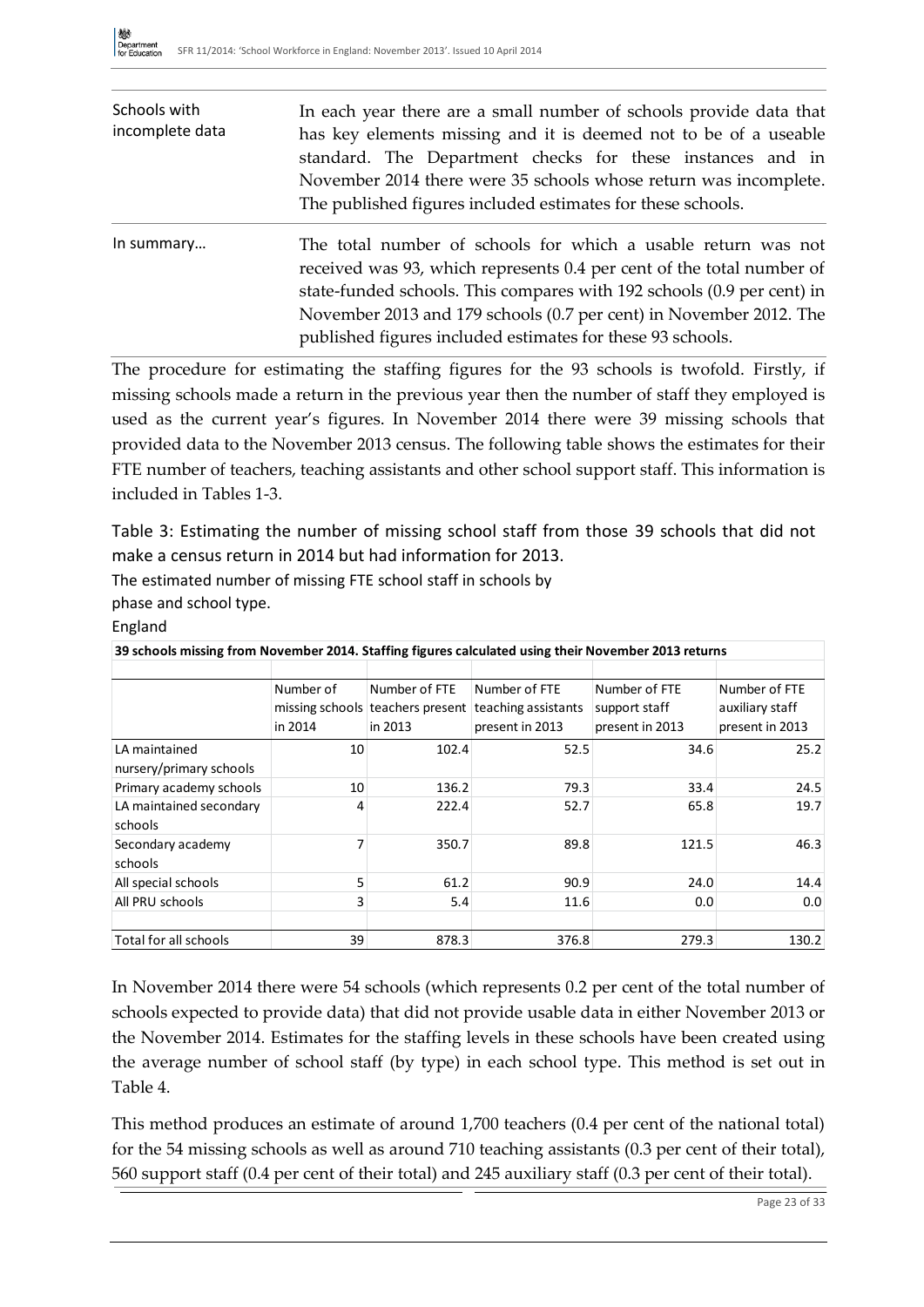| | |
|---|---|
| Schools with incomplete data | In each year there are a small number of schools provide data that has key elements missing and it is deemed not to be of a useable standard. The Department checks for these instances and in November 2014 there were 35 schools whose return was incomplete. The published figures included estimates for these schools. |
| In summary… | The total number of schools for which a usable return was not received was 93, which represents 0.4 per cent of the total number of state-funded schools. This compares with 192 schools (0.9 per cent) in November 2013 and 179 schools (0.7 per cent) in November 2012. The published figures included estimates for these 93 schools. |

The procedure for estimating the staffing figures for the 93 schools is twofold. Firstly, if missing schools made a return in the previous year then the number of staff they employed is used as the current year's figures. In November 2014 there were 39 missing schools that provided data to the November 2013 census. The following table shows the estimates for their FTE number of teachers, teaching assistants and other school support staff. This information is included in Tables 1-3.

Table 3: Estimating the number of missing school staff from those 39 schools that did not make a census return in 2014 but had information for 2013.

The estimated number of missing FTE school staff in schools by phase and school type.

England

**39 schools missing from November 2014. Staffing figures calculated using their November 2013 returns**

| | Number of missing schools in 2014 | Number of FTE teachers present in 2013 | Number of FTE teaching assistants present in 2013 | Number of FTE support staff present in 2013 | Number of FTE auxiliary staff present in 2013 |
|---|---|---|---|---|---|
| LA maintained nursery/primary schools | 10 | 102.4 | 52.5 | 34.6 | 25.2 |
| Primary academy schools | 10 | 136.2 | 79.3 | 33.4 | 24.5 |
| LA maintained secondary schools | 4 | 222.4 | 52.7 | 65.8 | 19.7 |
| Secondary academy schools | 7 | 350.7 | 89.8 | 121.5 | 46.3 |
| All special schools | 5 | 61.2 | 90.9 | 24.0 | 14.4 |
| All PRU schools | 3 | 5.4 | 11.6 | 0.0 | 0.0 |
| Total for all schools | 39 | 878.3 | 376.8 | 279.3 | 130.2 |

In November 2014 there were 54 schools (which represents 0.2 per cent of the total number of schools expected to provide data) that did not provide usable data in either November 2013 or the November 2014. Estimates for the staffing levels in these schools have been created using the average number of school staff (by type) in each school type. This method is set out in Table 4.

This method produces an estimate of around 1,700 teachers (0.4 per cent of the national total) for the 54 missing schools as well as around 710 teaching assistants (0.3 per cent of their total), 560 support staff (0.4 per cent of their total) and 245 auxiliary staff (0.3 per cent of their total).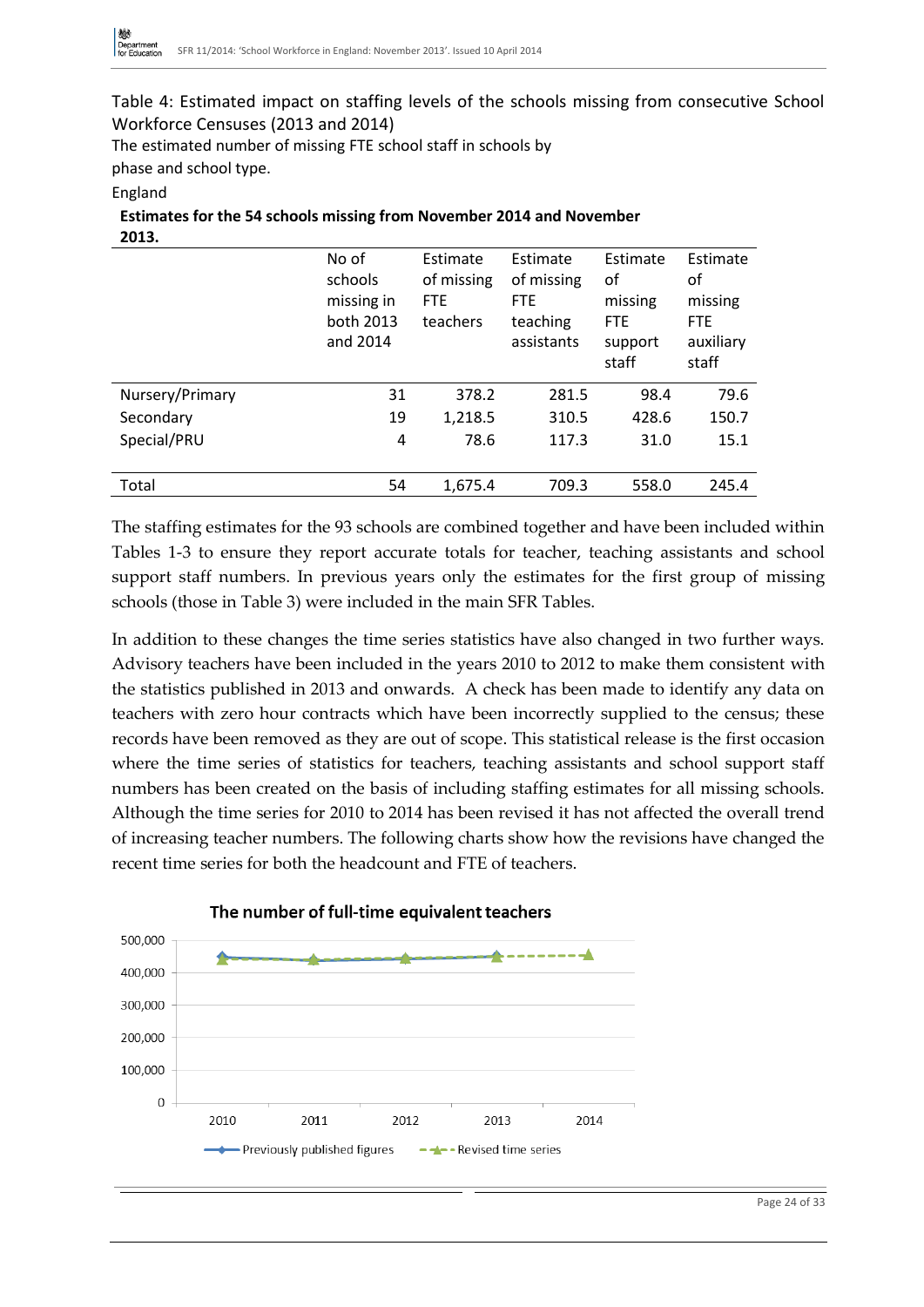Table 4: Estimated impact on staffing levels of the schools missing from consecutive School Workforce Censuses (2013 and 2014)

The estimated number of missing FTE school staff in schools by phase and school type.

England

**Estimates for the 54 schools missing from November 2014 and November 2013.**

| | No of schools missing in both 2013 and 2014 | Estimate of missing FTE teachers | Estimate of missing FTE teaching assistants | Estimate of missing FTE support staff | Estimate of missing FTE auxiliary staff |
|---|---|---|---|---|---|
| Nursery/Primary | 31 | 378.2 | 281.5 | 98.4 | 79.6 |
| Secondary | 19 | 1,218.5 | 310.5 | 428.6 | 150.7 |
| Special/PRU | 4 | 78.6 | 117.3 | 31.0 | 15.1 |
| Total | 54 | 1,675.4 | 709.3 | 558.0 | 245.4 |

The staffing estimates for the 93 schools are combined together and have been included within Tables 1-3 to ensure they report accurate totals for teacher, teaching assistants and school support staff numbers. In previous years only the estimates for the first group of missing schools (those in Table 3) were included in the main SFR Tables.

In addition to these changes the time series statistics have also changed in two further ways. Advisory teachers have been included in the years 2010 to 2012 to make them consistent with the statistics published in 2013 and onwards. A check has been made to identify any data on teachers with zero hour contracts which have been incorrectly supplied to the census; these records have been removed as they are out of scope. This statistical release is the first occasion where the time series of statistics for teachers, teaching assistants and school support staff numbers has been created on the basis of including staffing estimates for all missing schools. Although the time series for 2010 to 2014 has been revised it has not affected the overall trend of increasing teacher numbers. The following charts show how the revisions have changed the recent time series for both the headcount and FTE of teachers.

**The number of full-time equivalent teachers**

Legend: Previously published figures; Revised time series

Y-axis: 0 – 500,000; X-axis: 2010, 2011, 2012, 2013, 2014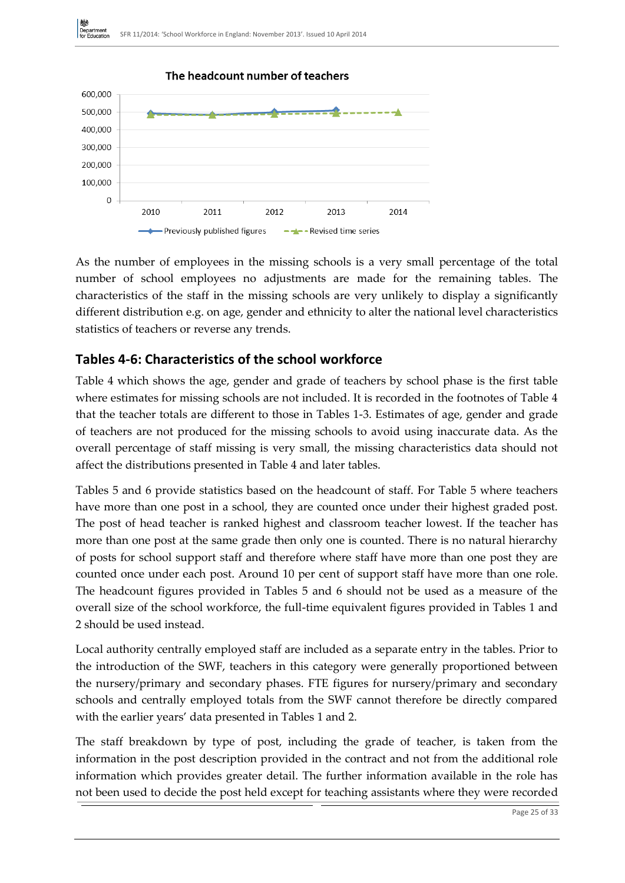**The headcount number of teachers**

As the number of employees in the missing schools is a very small percentage of the total number of school employees no adjustments are made for the remaining tables. The characteristics of the staff in the missing schools are very unlikely to display a significantly different distribution e.g. on age, gender and ethnicity to alter the national level characteristics statistics of teachers or reverse any trends.

## Tables 4-6: Characteristics of the school workforce

Table 4 which shows the age, gender and grade of teachers by school phase is the first table where estimates for missing schools are not included. It is recorded in the footnotes of Table 4 that the teacher totals are different to those in Tables 1-3. Estimates of age, gender and grade of teachers are not produced for the missing schools to avoid using inaccurate data. As the overall percentage of staff missing is very small, the missing characteristics data should not affect the distributions presented in Table 4 and later tables.

Tables 5 and 6 provide statistics based on the headcount of staff. For Table 5 where teachers have more than one post in a school, they are counted once under their highest graded post. The post of head teacher is ranked highest and classroom teacher lowest. If the teacher has more than one post at the same grade then only one is counted. There is no natural hierarchy of posts for school support staff and therefore where staff have more than one post they are counted once under each post. Around 10 per cent of support staff have more than one role. The headcount figures provided in Tables 5 and 6 should not be used as a measure of the overall size of the school workforce, the full-time equivalent figures provided in Tables 1 and 2 should be used instead.

Local authority centrally employed staff are included as a separate entry in the tables. Prior to the introduction of the SWF, teachers in this category were generally proportioned between the nursery/primary and secondary phases. FTE figures for nursery/primary and secondary schools and centrally employed totals from the SWF cannot therefore be directly compared with the earlier years' data presented in Tables 1 and 2.

The staff breakdown by type of post, including the grade of teacher, is taken from the information in the post description provided in the contract and not from the additional role information which provides greater detail. The further information available in the role has not been used to decide the post held except for teaching assistants where they were recorded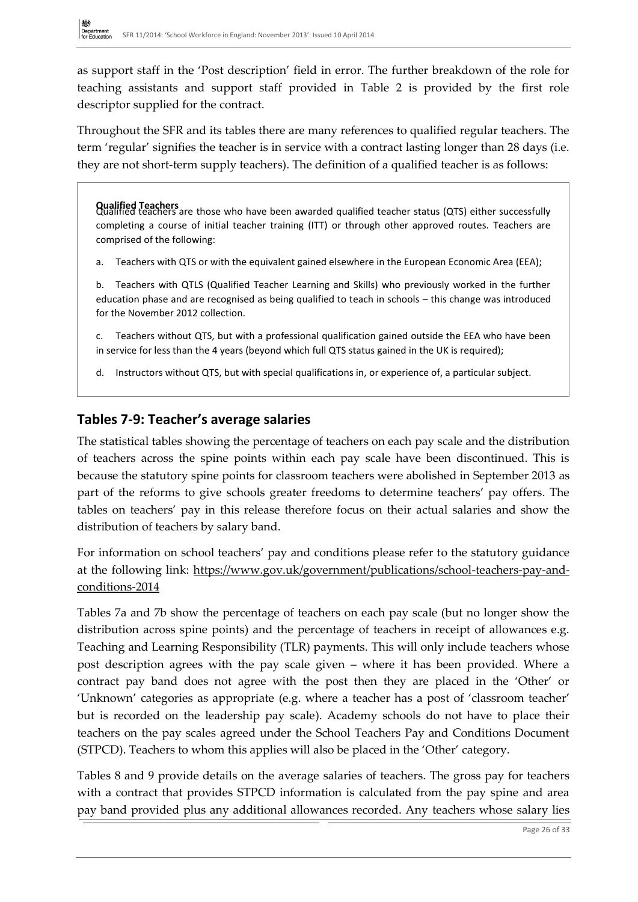as support staff in the 'Post description' field in error. The further breakdown of the role for teaching assistants and support staff provided in Table 2 is provided by the first role descriptor supplied for the contract.

Throughout the SFR and its tables there are many references to qualified regular teachers. The term 'regular' signifies the teacher is in service with a contract lasting longer than 28 days (i.e. they are not short-term supply teachers). The definition of a qualified teacher is as follows:

> **Qualified Teachers**
>
> Qualified teachers are those who have been awarded qualified teacher status (QTS) either successfully completing a course of initial teacher training (ITT) or through other approved routes. Teachers are comprised of the following:
>
> a. Teachers with QTS or with the equivalent gained elsewhere in the European Economic Area (EEA);
>
> b. Teachers with QTLS (Qualified Teacher Learning and Skills) who previously worked in the further education phase and are recognised as being qualified to teach in schools – this change was introduced for the November 2012 collection.
>
> c. Teachers without QTS, but with a professional qualification gained outside the EEA who have been in service for less than the 4 years (beyond which full QTS status gained in the UK is required);
>
> d. Instructors without QTS, but with special qualifications in, or experience of, a particular subject.

## Tables 7-9: Teacher's average salaries

The statistical tables showing the percentage of teachers on each pay scale and the distribution of teachers across the spine points within each pay scale have been discontinued. This is because the statutory spine points for classroom teachers were abolished in September 2013 as part of the reforms to give schools greater freedoms to determine teachers' pay offers. The tables on teachers' pay in this release therefore focus on their actual salaries and show the distribution of teachers by salary band.

For information on school teachers' pay and conditions please refer to the statutory guidance at the following link: https://www.gov.uk/government/publications/school-teachers-pay-and-conditions-2014

Tables 7a and 7b show the percentage of teachers on each pay scale (but no longer show the distribution across spine points) and the percentage of teachers in receipt of allowances e.g. Teaching and Learning Responsibility (TLR) payments. This will only include teachers whose post description agrees with the pay scale given – where it has been provided. Where a contract pay band does not agree with the post then they are placed in the 'Other' or 'Unknown' categories as appropriate (e.g. where a teacher has a post of 'classroom teacher' but is recorded on the leadership pay scale). Academy schools do not have to place their teachers on the pay scales agreed under the School Teachers Pay and Conditions Document (STPCD). Teachers to whom this applies will also be placed in the 'Other' category.

Tables 8 and 9 provide details on the average salaries of teachers. The gross pay for teachers with a contract that provides STPCD information is calculated from the pay spine and area pay band provided plus any additional allowances recorded. Any teachers whose salary lies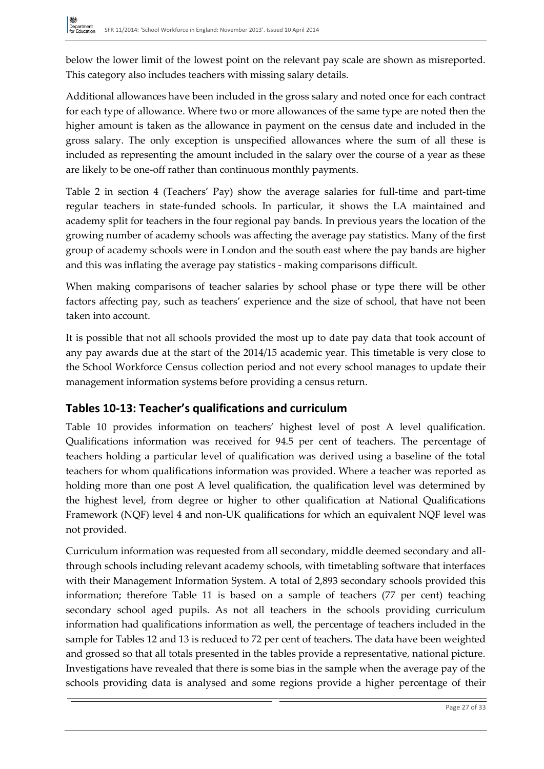below the lower limit of the lowest point on the relevant pay scale are shown as misreported. This category also includes teachers with missing salary details.

Additional allowances have been included in the gross salary and noted once for each contract for each type of allowance. Where two or more allowances of the same type are noted then the higher amount is taken as the allowance in payment on the census date and included in the gross salary. The only exception is unspecified allowances where the sum of all these is included as representing the amount included in the salary over the course of a year as these are likely to be one-off rather than continuous monthly payments.

Table 2 in section 4 (Teachers' Pay) show the average salaries for full-time and part-time regular teachers in state-funded schools. In particular, it shows the LA maintained and academy split for teachers in the four regional pay bands. In previous years the location of the growing number of academy schools was affecting the average pay statistics. Many of the first group of academy schools were in London and the south east where the pay bands are higher and this was inflating the average pay statistics - making comparisons difficult.

When making comparisons of teacher salaries by school phase or type there will be other factors affecting pay, such as teachers' experience and the size of school, that have not been taken into account.

It is possible that not all schools provided the most up to date pay data that took account of any pay awards due at the start of the 2014/15 academic year. This timetable is very close to the School Workforce Census collection period and not every school manages to update their management information systems before providing a census return.

## Tables 10-13: Teacher's qualifications and curriculum

Table 10 provides information on teachers' highest level of post A level qualification. Qualifications information was received for 94.5 per cent of teachers. The percentage of teachers holding a particular level of qualification was derived using a baseline of the total teachers for whom qualifications information was provided. Where a teacher was reported as holding more than one post A level qualification, the qualification level was determined by the highest level, from degree or higher to other qualification at National Qualifications Framework (NQF) level 4 and non-UK qualifications for which an equivalent NQF level was not provided.

Curriculum information was requested from all secondary, middle deemed secondary and all-through schools including relevant academy schools, with timetabling software that interfaces with their Management Information System. A total of 2,893 secondary schools provided this information; therefore Table 11 is based on a sample of teachers (77 per cent) teaching secondary school aged pupils. As not all teachers in the schools providing curriculum information had qualifications information as well, the percentage of teachers included in the sample for Tables 12 and 13 is reduced to 72 per cent of teachers. The data have been weighted and grossed so that all totals presented in the tables provide a representative, national picture. Investigations have revealed that there is some bias in the sample when the average pay of the schools providing data is analysed and some regions provide a higher percentage of their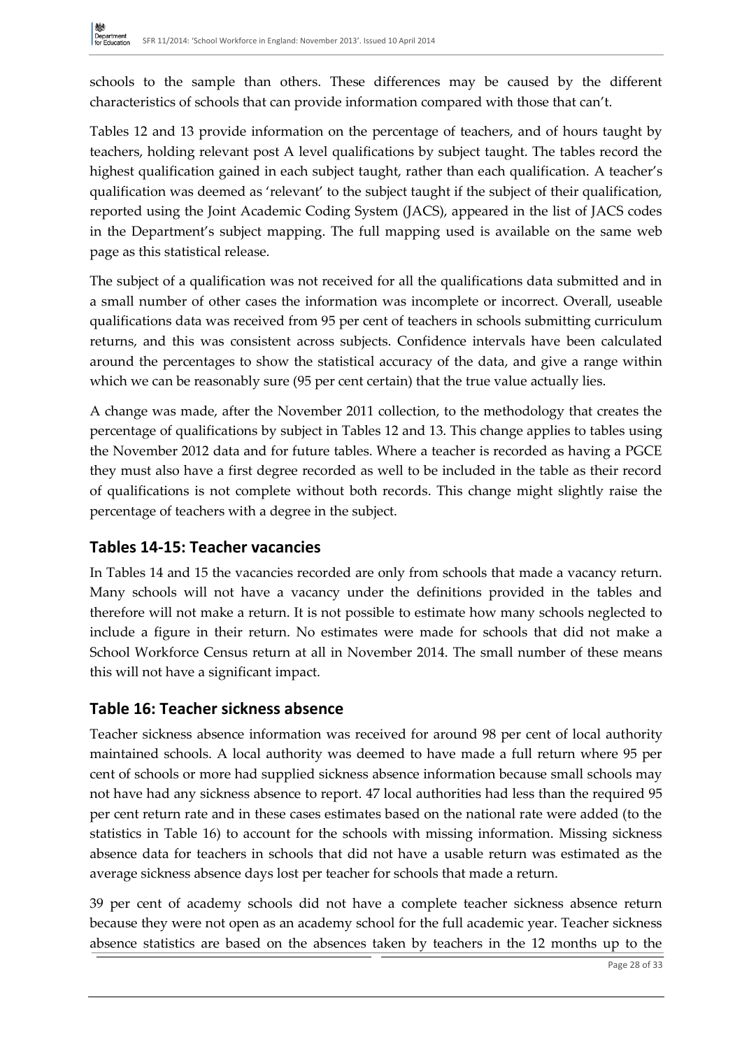schools to the sample than others. These differences may be caused by the different characteristics of schools that can provide information compared with those that can't.

Tables 12 and 13 provide information on the percentage of teachers, and of hours taught by teachers, holding relevant post A level qualifications by subject taught. The tables record the highest qualification gained in each subject taught, rather than each qualification. A teacher's qualification was deemed as 'relevant' to the subject taught if the subject of their qualification, reported using the Joint Academic Coding System (JACS), appeared in the list of JACS codes in the Department's subject mapping. The full mapping used is available on the same web page as this statistical release.

The subject of a qualification was not received for all the qualifications data submitted and in a small number of other cases the information was incomplete or incorrect. Overall, useable qualifications data was received from 95 per cent of teachers in schools submitting curriculum returns, and this was consistent across subjects. Confidence intervals have been calculated around the percentages to show the statistical accuracy of the data, and give a range within which we can be reasonably sure (95 per cent certain) that the true value actually lies.

A change was made, after the November 2011 collection, to the methodology that creates the percentage of qualifications by subject in Tables 12 and 13. This change applies to tables using the November 2012 data and for future tables. Where a teacher is recorded as having a PGCE they must also have a first degree recorded as well to be included in the table as their record of qualifications is not complete without both records. This change might slightly raise the percentage of teachers with a degree in the subject.

## Tables 14-15: Teacher vacancies

In Tables 14 and 15 the vacancies recorded are only from schools that made a vacancy return. Many schools will not have a vacancy under the definitions provided in the tables and therefore will not make a return. It is not possible to estimate how many schools neglected to include a figure in their return. No estimates were made for schools that did not make a School Workforce Census return at all in November 2014. The small number of these means this will not have a significant impact.

## Table 16: Teacher sickness absence

Teacher sickness absence information was received for around 98 per cent of local authority maintained schools. A local authority was deemed to have made a full return where 95 per cent of schools or more had supplied sickness absence information because small schools may not have had any sickness absence to report. 47 local authorities had less than the required 95 per cent return rate and in these cases estimates based on the national rate were added (to the statistics in Table 16) to account for the schools with missing information. Missing sickness absence data for teachers in schools that did not have a usable return was estimated as the average sickness absence days lost per teacher for schools that made a return.

39 per cent of academy schools did not have a complete teacher sickness absence return because they were not open as an academy school for the full academic year. Teacher sickness absence statistics are based on the absences taken by teachers in the 12 months up to the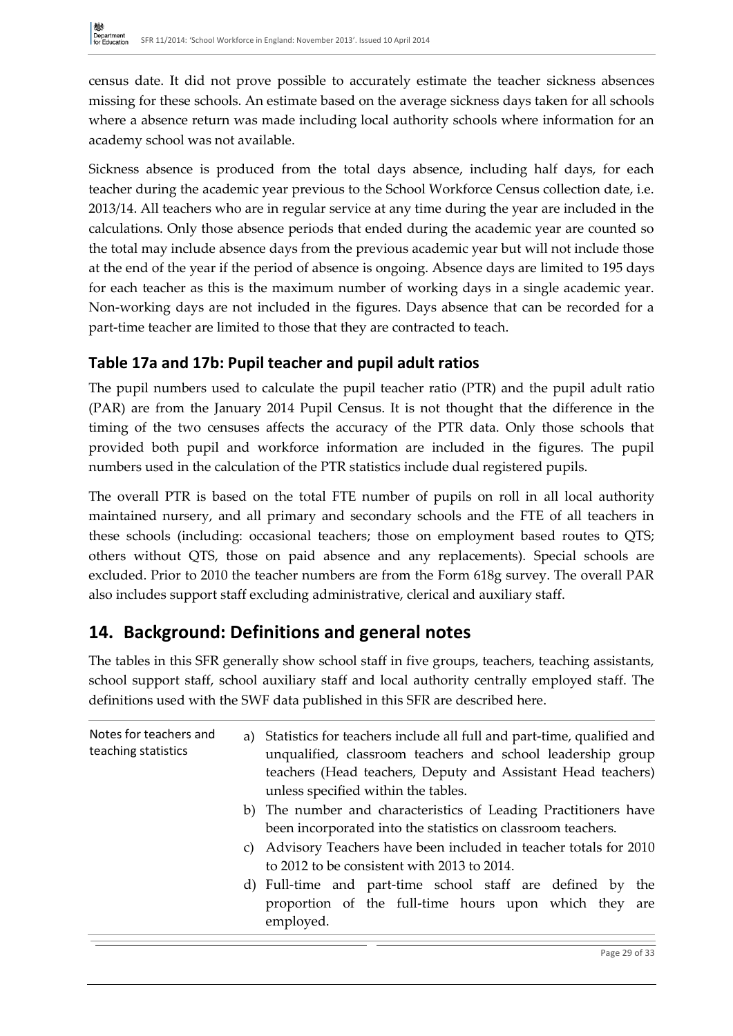census date. It did not prove possible to accurately estimate the teacher sickness absences missing for these schools. An estimate based on the average sickness days taken for all schools where a absence return was made including local authority schools where information for an academy school was not available.

Sickness absence is produced from the total days absence, including half days, for each teacher during the academic year previous to the School Workforce Census collection date, i.e. 2013/14. All teachers who are in regular service at any time during the year are included in the calculations. Only those absence periods that ended during the academic year are counted so the total may include absence days from the previous academic year but will not include those at the end of the year if the period of absence is ongoing. Absence days are limited to 195 days for each teacher as this is the maximum number of working days in a single academic year. Non-working days are not included in the figures. Days absence that can be recorded for a part-time teacher are limited to those that they are contracted to teach.

### Table 17a and 17b: Pupil teacher and pupil adult ratios

The pupil numbers used to calculate the pupil teacher ratio (PTR) and the pupil adult ratio (PAR) are from the January 2014 Pupil Census. It is not thought that the difference in the timing of the two censuses affects the accuracy of the PTR data. Only those schools that provided both pupil and workforce information are included in the figures. The pupil numbers used in the calculation of the PTR statistics include dual registered pupils.

The overall PTR is based on the total FTE number of pupils on roll in all local authority maintained nursery, and all primary and secondary schools and the FTE of all teachers in these schools (including: occasional teachers; those on employment based routes to QTS; others without QTS, those on paid absence and any replacements). Special schools are excluded. Prior to 2010 the teacher numbers are from the Form 618g survey. The overall PAR also includes support staff excluding administrative, clerical and auxiliary staff.

## 14. Background: Definitions and general notes

The tables in this SFR generally show school staff in five groups, teachers, teaching assistants, school support staff, school auxiliary staff and local authority centrally employed staff. The definitions used with the SWF data published in this SFR are described here.

| Notes for teachers and teaching statistics | |
|---|---|
| | a) Statistics for teachers include all full and part-time, qualified and unqualified, classroom teachers and school leadership group teachers (Head teachers, Deputy and Assistant Head teachers) unless specified within the tables.<br>b) The number and characteristics of Leading Practitioners have been incorporated into the statistics on classroom teachers.<br>c) Advisory Teachers have been included in teacher totals for 2010 to 2012 to be consistent with 2013 to 2014.<br>d) Full-time and part-time school staff are defined by the proportion of the full-time hours upon which they are employed. |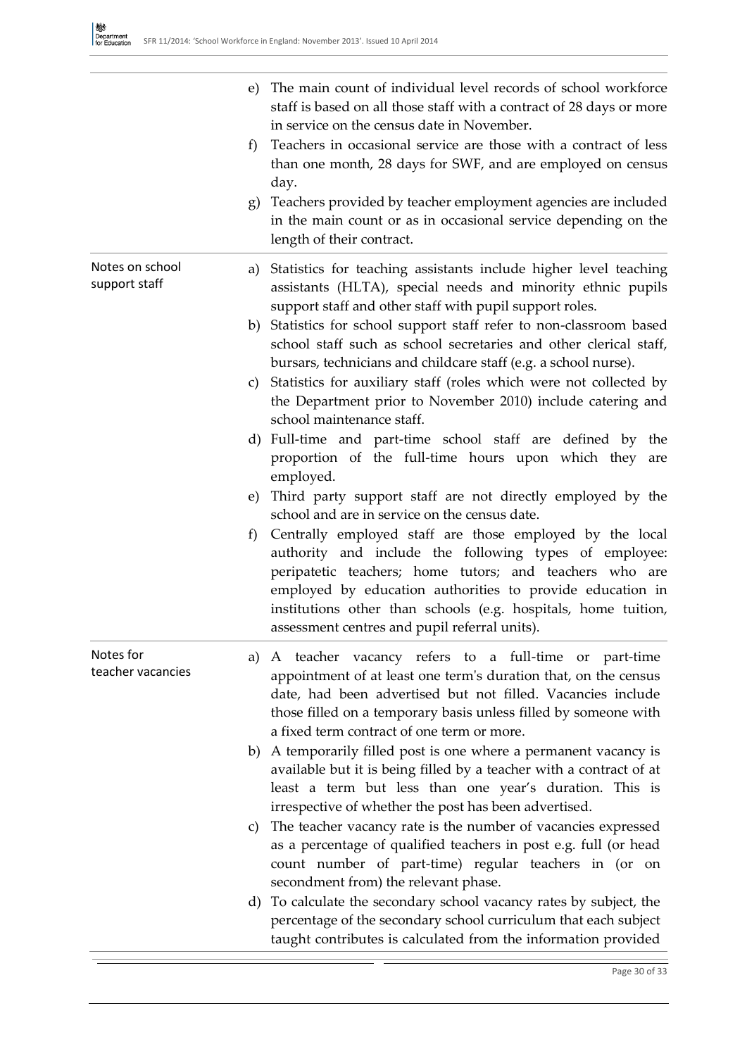e) The main count of individual level records of school workforce staff is based on all those staff with a contract of 28 days or more in service on the census date in November.

f) Teachers in occasional service are those with a contract of less than one month, 28 days for SWF, and are employed on census day.

g) Teachers provided by teacher employment agencies are included in the main count or as in occasional service depending on the length of their contract.

**Notes on school support staff**

a) Statistics for teaching assistants include higher level teaching assistants (HLTA), special needs and minority ethnic pupils support staff and other staff with pupil support roles.

b) Statistics for school support staff refer to non-classroom based school staff such as school secretaries and other clerical staff, bursars, technicians and childcare staff (e.g. a school nurse).

c) Statistics for auxiliary staff (roles which were not collected by the Department prior to November 2010) include catering and school maintenance staff.

d) Full-time and part-time school staff are defined by the proportion of the full-time hours upon which they are employed.

e) Third party support staff are not directly employed by the school and are in service on the census date.

f) Centrally employed staff are those employed by the local authority and include the following types of employee: peripatetic teachers; home tutors; and teachers who are employed by education authorities to provide education in institutions other than schools (e.g. hospitals, home tuition, assessment centres and pupil referral units).

**Notes for teacher vacancies**

a) A teacher vacancy refers to a full-time or part-time appointment of at least one term's duration that, on the census date, had been advertised but not filled. Vacancies include those filled on a temporary basis unless filled by someone with a fixed term contract of one term or more.

b) A temporarily filled post is one where a permanent vacancy is available but it is being filled by a teacher with a contract of at least a term but less than one year's duration. This is irrespective of whether the post has been advertised.

c) The teacher vacancy rate is the number of vacancies expressed as a percentage of qualified teachers in post e.g. full (or head count number of part-time) regular teachers in (or on secondment from) the relevant phase.

d) To calculate the secondary school vacancy rates by subject, the percentage of the secondary school curriculum that each subject taught contributes is calculated from the information provided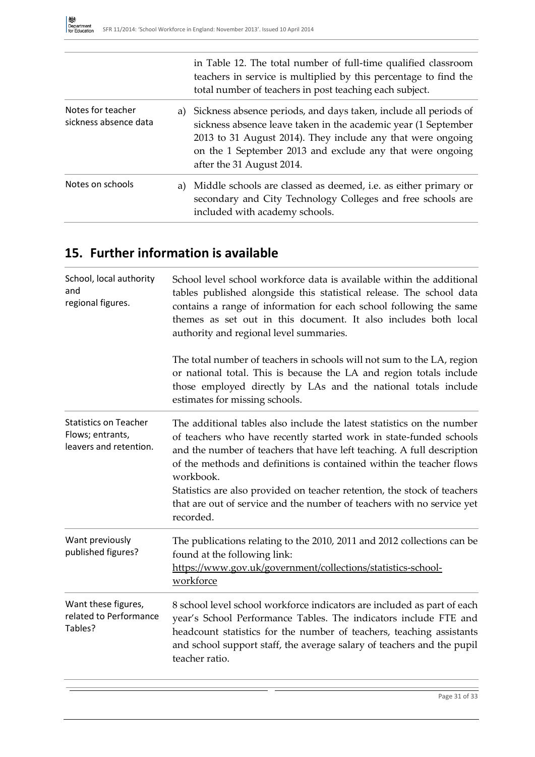| | |
|---|---|
| | in Table 12. The total number of full-time qualified classroom teachers in service is multiplied by this percentage to find the total number of teachers in post teaching each subject. |
| Notes for teacher sickness absence data | a) Sickness absence periods, and days taken, include all periods of sickness absence leave taken in the academic year (1 September 2013 to 31 August 2014). They include any that were ongoing on the 1 September 2013 and exclude any that were ongoing after the 31 August 2014. |
| Notes on schools | a) Middle schools are classed as deemed, i.e. as either primary or secondary and City Technology Colleges and free schools are included with academy schools. |

## 15. Further information is available

| | |
|---|---|
| School, local authority and regional figures. | School level school workforce data is available within the additional tables published alongside this statistical release. The school data contains a range of information for each school following the same themes as set out in this document. It also includes both local authority and regional level summaries.<br><br>The total number of teachers in schools will not sum to the LA, region or national total. This is because the LA and region totals include those employed directly by LAs and the national totals include estimates for missing schools. |
| Statistics on Teacher Flows; entrants, leavers and retention. | The additional tables also include the latest statistics on the number of teachers who have recently started work in state-funded schools and the number of teachers that have left teaching. A full description of the methods and definitions is contained within the teacher flows workbook.<br>Statistics are also provided on teacher retention, the stock of teachers that are out of service and the number of teachers with no service yet recorded. |
| Want previously published figures? | The publications relating to the 2010, 2011 and 2012 collections can be found at the following link:<br>https://www.gov.uk/government/collections/statistics-school-workforce |
| Want these figures, related to Performance Tables? | 8 school level school workforce indicators are included as part of each year's School Performance Tables. The indicators include FTE and headcount statistics for the number of teachers, teaching assistants and school support staff, the average salary of teachers and the pupil teacher ratio. |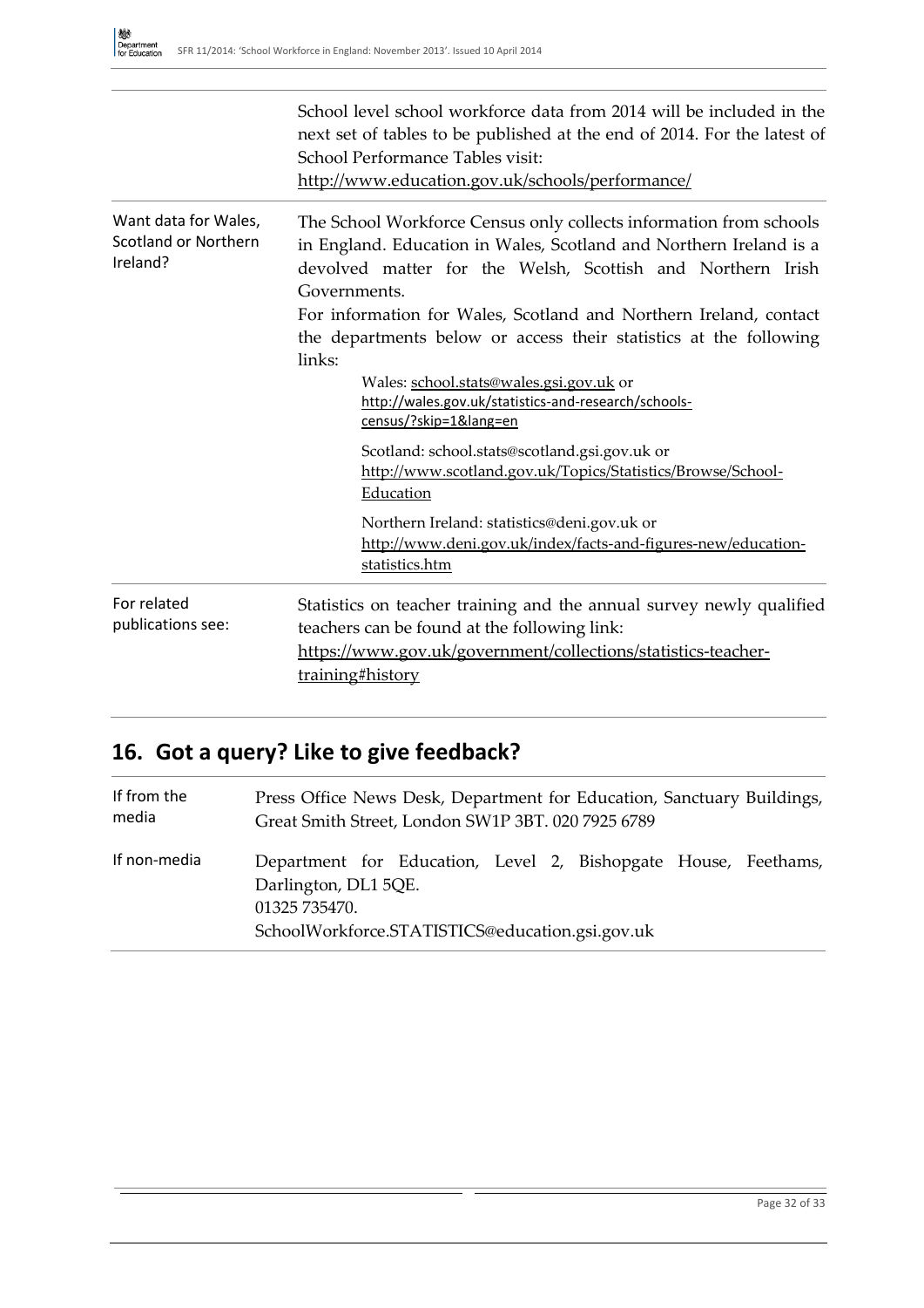| | |
|---|---|
| | School level school workforce data from 2014 will be included in the next set of tables to be published at the end of 2014. For the latest of School Performance Tables visit: http://www.education.gov.uk/schools/performance/ |
| Want data for Wales, Scotland or Northern Ireland? | The School Workforce Census only collects information from schools in England. Education in Wales, Scotland and Northern Ireland is a devolved matter for the Welsh, Scottish and Northern Irish Governments.<br>For information for Wales, Scotland and Northern Ireland, contact the departments below or access their statistics at the following links:<br>Wales: school.stats@wales.gsi.gov.uk or http://wales.gov.uk/statistics-and-research/schools-census/?skip=1&lang=en<br>Scotland: school.stats@scotland.gsi.gov.uk or http://www.scotland.gov.uk/Topics/Statistics/Browse/School-Education<br>Northern Ireland: statistics@deni.gov.uk or http://www.deni.gov.uk/index/facts-and-figures-new/education-statistics.htm |
| For related publications see: | Statistics on teacher training and the annual survey newly qualified teachers can be found at the following link: https://www.gov.uk/government/collections/statistics-teacher-training#history |

## 16. Got a query? Like to give feedback?

| | |
|---|---|
| If from the media | Press Office News Desk, Department for Education, Sanctuary Buildings, Great Smith Street, London SW1P 3BT. 020 7925 6789 |
| If non-media | Department for Education, Level 2, Bishopgate House, Feethams, Darlington, DL1 5QE.<br>01325 735470.<br>SchoolWorkforce.STATISTICS@education.gsi.gov.uk |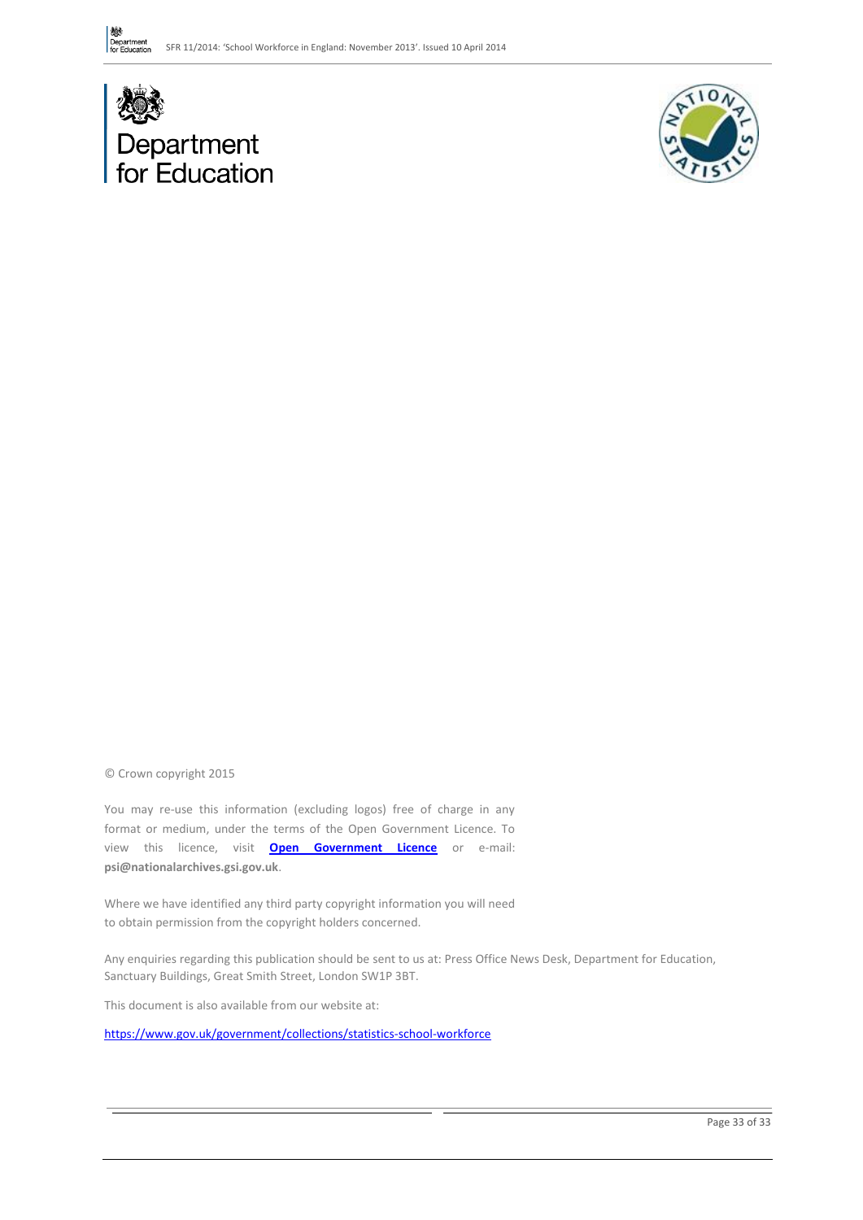© Crown copyright 2015

You may re-use this information (excluding logos) free of charge in any format or medium, under the terms of the Open Government Licence. To view this licence, visit **Open Government Licence** or e-mail: **psi@nationalarchives.gsi.gov.uk**.

Where we have identified any third party copyright information you will need to obtain permission from the copyright holders concerned.

Any enquiries regarding this publication should be sent to us at: Press Office News Desk, Department for Education, Sanctuary Buildings, Great Smith Street, London SW1P 3BT.

This document is also available from our website at:

https://www.gov.uk/government/collections/statistics-school-workforce